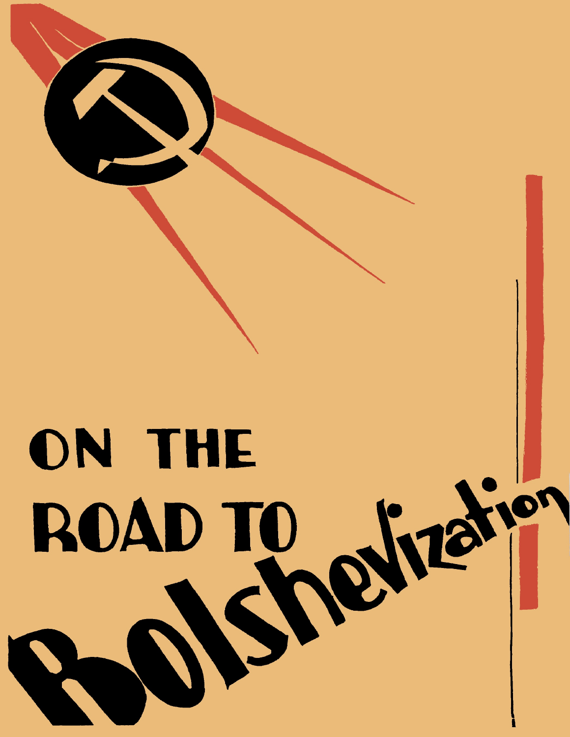# ON THE ROAD TO Bolshevization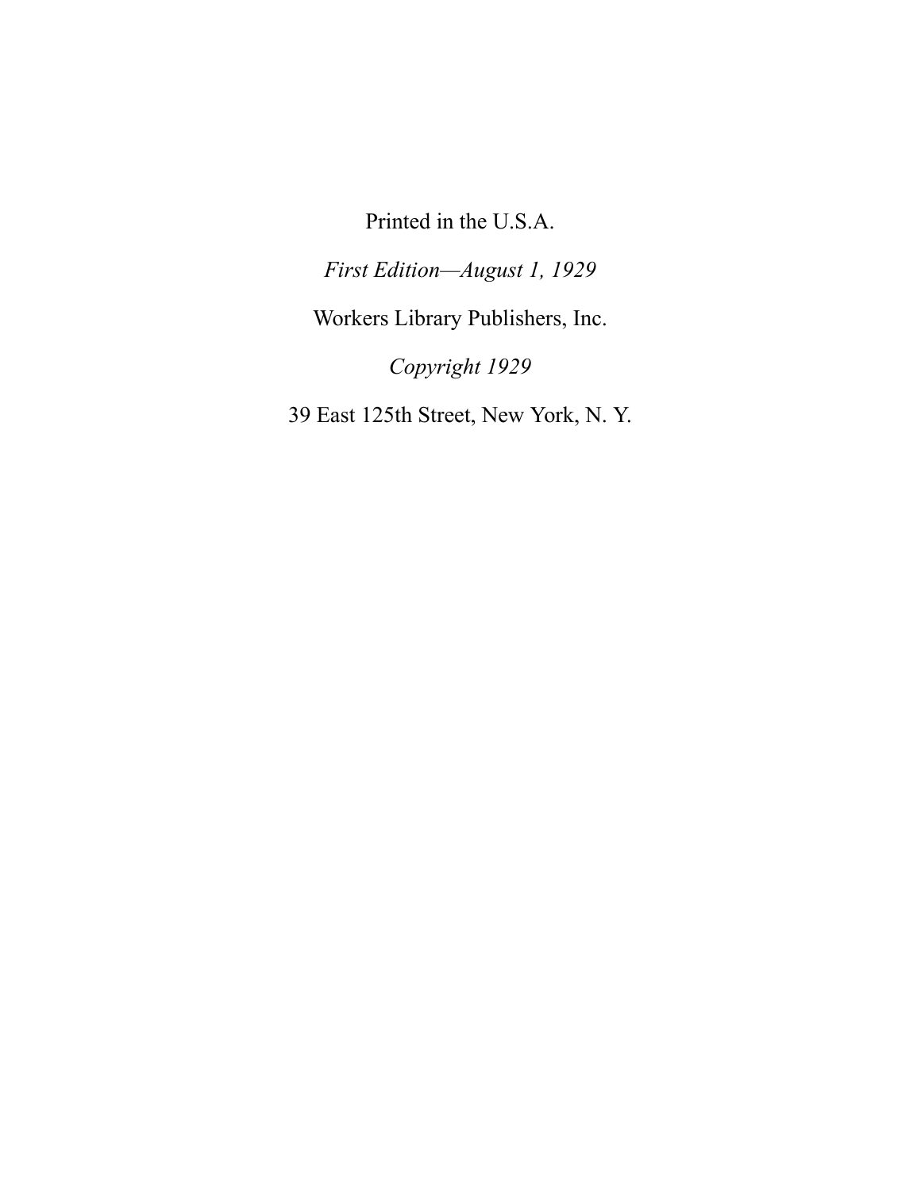Printed in the U.S.A.

*First Edition—August 1, 1929*

Workers Library Publishers, Inc.

*Copyright 1929*

39 East 125th Street, New York, N. Y.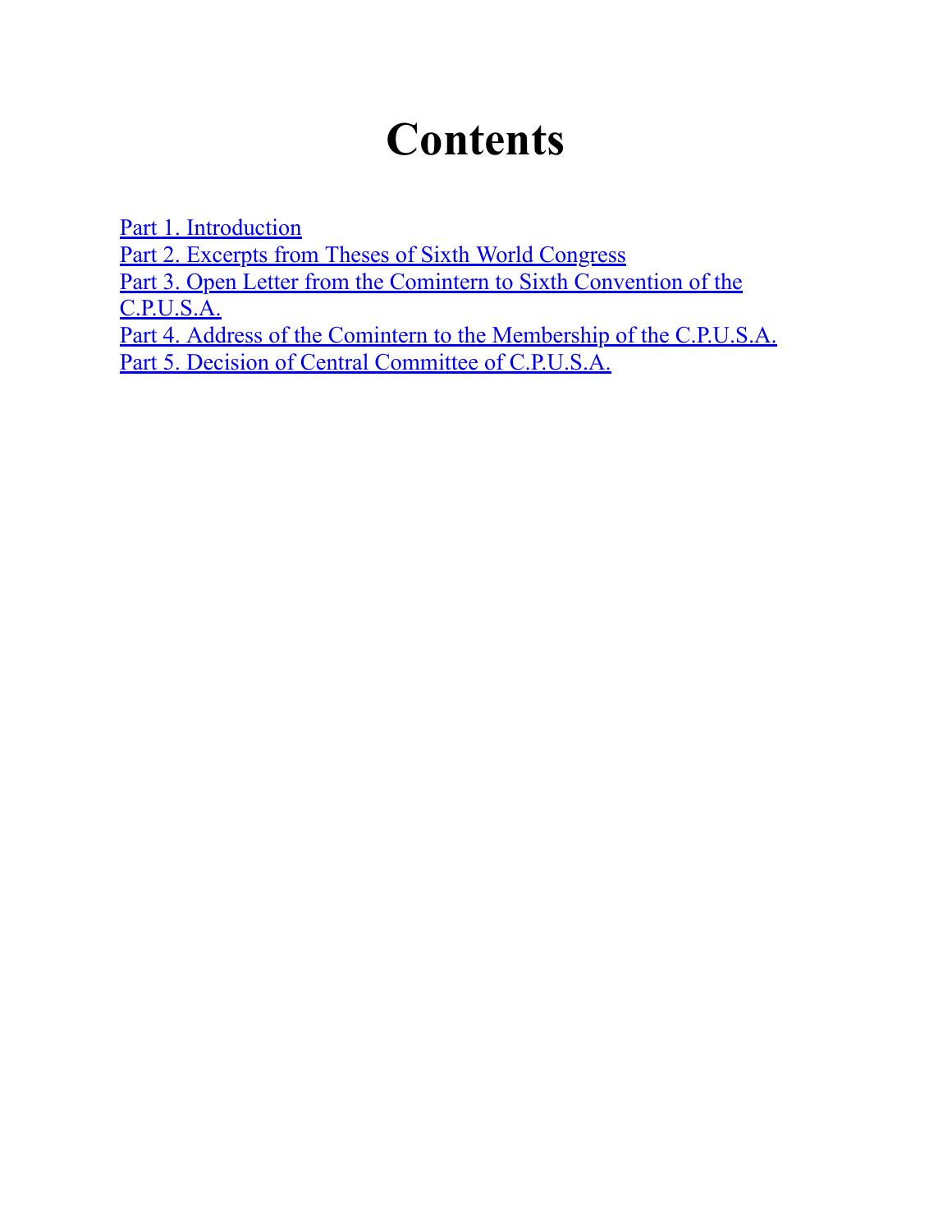# Contents

Part 1. Introduction
Part 2. Excerpts from Theses of Sixth World Congress
Part 3. Open Letter from the Comintern to Sixth Convention of the C.P.U.S.A.
Part 4. Address of the Comintern to the Membership of the C.P.U.S.A.
Part 5. Decision of Central Committee of C.P.U.S.A.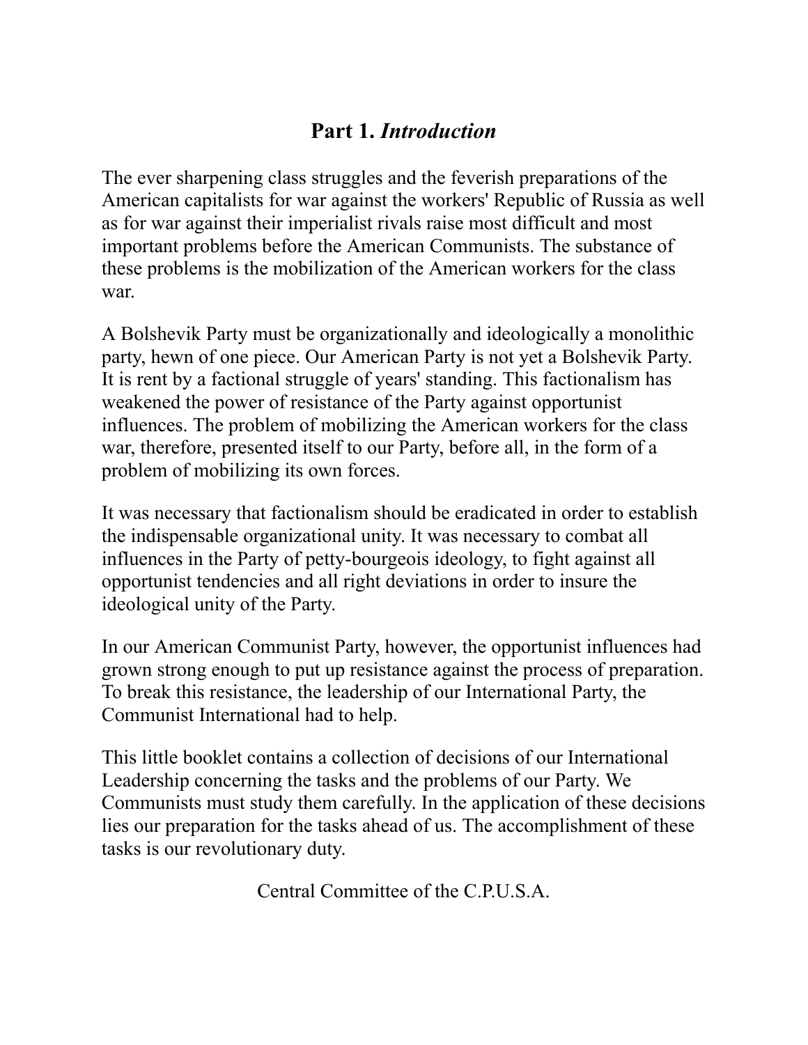## Part 1. *Introduction*

The ever sharpening class struggles and the feverish preparations of the American capitalists for war against the workers' Republic of Russia as well as for war against their imperialist rivals raise most difficult and most important problems before the American Communists. The substance of these problems is the mobilization of the American workers for the class war.

A Bolshevik Party must be organizationally and ideologically a monolithic party, hewn of one piece. Our American Party is not yet a Bolshevik Party. It is rent by a factional struggle of years' standing. This factionalism has weakened the power of resistance of the Party against opportunist influences. The problem of mobilizing the American workers for the class war, therefore, presented itself to our Party, before all, in the form of a problem of mobilizing its own forces.

It was necessary that factionalism should be eradicated in order to establish the indispensable organizational unity. It was necessary to combat all influences in the Party of petty-bourgeois ideology, to fight against all opportunist tendencies and all right deviations in order to insure the ideological unity of the Party.

In our American Communist Party, however, the opportunist influences had grown strong enough to put up resistance against the process of preparation. To break this resistance, the leadership of our International Party, the Communist International had to help.

This little booklet contains a collection of decisions of our International Leadership concerning the tasks and the problems of our Party. We Communists must study them carefully. In the application of these decisions lies our preparation for the tasks ahead of us. The accomplishment of these tasks is our revolutionary duty.

Central Committee of the C.P.U.S.A.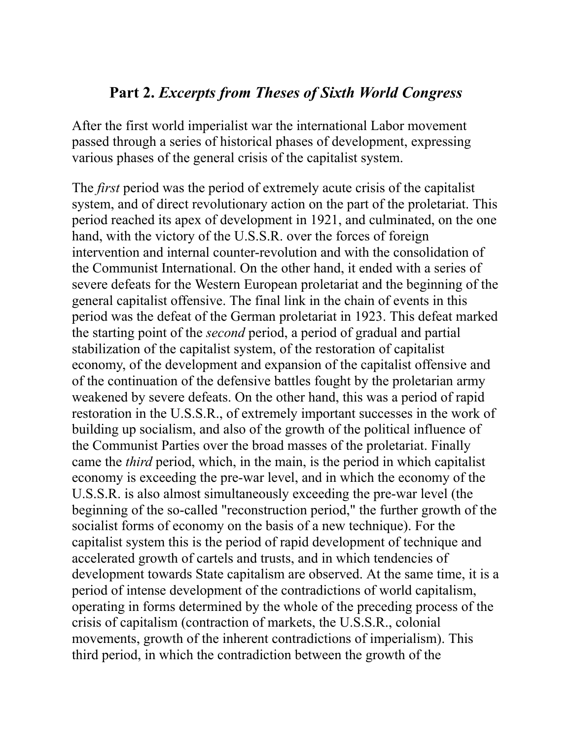## Part 2. *Excerpts from Theses of Sixth World Congress*

After the first world imperialist war the international Labor movement passed through a series of historical phases of development, expressing various phases of the general crisis of the capitalist system.

The *first* period was the period of extremely acute crisis of the capitalist system, and of direct revolutionary action on the part of the proletariat. This period reached its apex of development in 1921, and culminated, on the one hand, with the victory of the U.S.S.R. over the forces of foreign intervention and internal counter-revolution and with the consolidation of the Communist International. On the other hand, it ended with a series of severe defeats for the Western European proletariat and the beginning of the general capitalist offensive. The final link in the chain of events in this period was the defeat of the German proletariat in 1923. This defeat marked the starting point of the *second* period, a period of gradual and partial stabilization of the capitalist system, of the restoration of capitalist economy, of the development and expansion of the capitalist offensive and of the continuation of the defensive battles fought by the proletarian army weakened by severe defeats. On the other hand, this was a period of rapid restoration in the U.S.S.R., of extremely important successes in the work of building up socialism, and also of the growth of the political influence of the Communist Parties over the broad masses of the proletariat. Finally came the *third* period, which, in the main, is the period in which capitalist economy is exceeding the pre-war level, and in which the economy of the U.S.S.R. is also almost simultaneously exceeding the pre-war level (the beginning of the so-called "reconstruction period," the further growth of the socialist forms of economy on the basis of a new technique). For the capitalist system this is the period of rapid development of technique and accelerated growth of cartels and trusts, and in which tendencies of development towards State capitalism are observed. At the same time, it is a period of intense development of the contradictions of world capitalism, operating in forms determined by the whole of the preceding process of the crisis of capitalism (contraction of markets, the U.S.S.R., colonial movements, growth of the inherent contradictions of imperialism). This third period, in which the contradiction between the growth of the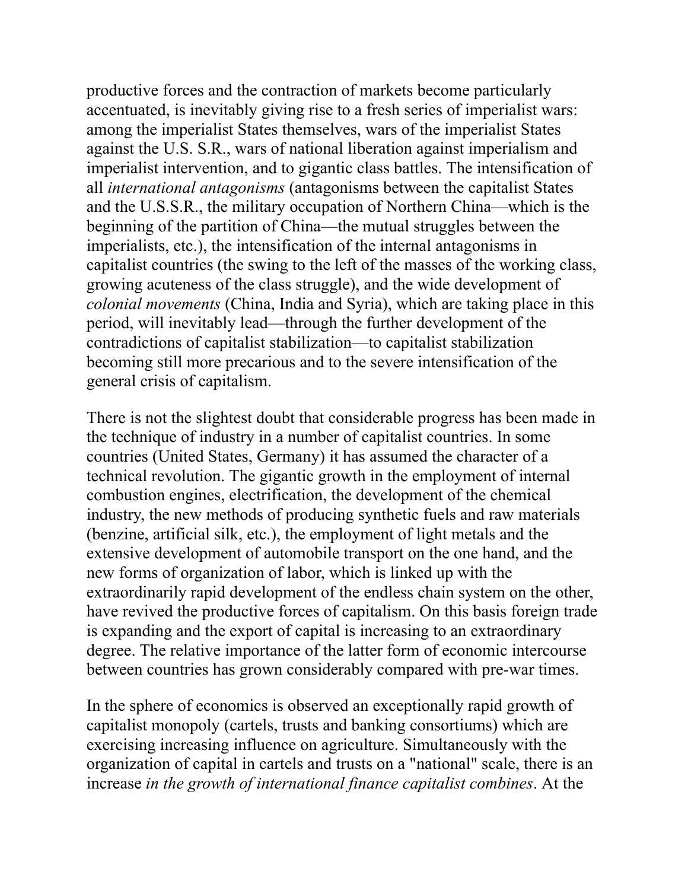productive forces and the contraction of markets become particularly accentuated, is inevitably giving rise to a fresh series of imperialist wars: among the imperialist States themselves, wars of the imperialist States against the U.S. S.R., wars of national liberation against imperialism and imperialist intervention, and to gigantic class battles. The intensification of all *international antagonisms* (antagonisms between the capitalist States and the U.S.S.R., the military occupation of Northern China—which is the beginning of the partition of China—the mutual struggles between the imperialists, etc.), the intensification of the internal antagonisms in capitalist countries (the swing to the left of the masses of the working class, growing acuteness of the class struggle), and the wide development of *colonial movements* (China, India and Syria), which are taking place in this period, will inevitably lead—through the further development of the contradictions of capitalist stabilization—to capitalist stabilization becoming still more precarious and to the severe intensification of the general crisis of capitalism.

There is not the slightest doubt that considerable progress has been made in the technique of industry in a number of capitalist countries. In some countries (United States, Germany) it has assumed the character of a technical revolution. The gigantic growth in the employment of internal combustion engines, electrification, the development of the chemical industry, the new methods of producing synthetic fuels and raw materials (benzine, artificial silk, etc.), the employment of light metals and the extensive development of automobile transport on the one hand, and the new forms of organization of labor, which is linked up with the extraordinarily rapid development of the endless chain system on the other, have revived the productive forces of capitalism. On this basis foreign trade is expanding and the export of capital is increasing to an extraordinary degree. The relative importance of the latter form of economic intercourse between countries has grown considerably compared with pre-war times.

In the sphere of economics is observed an exceptionally rapid growth of capitalist monopoly (cartels, trusts and banking consortiums) which are exercising increasing influence on agriculture. Simultaneously with the organization of capital in cartels and trusts on a "national" scale, there is an increase *in the growth of international finance capitalist combines*. At the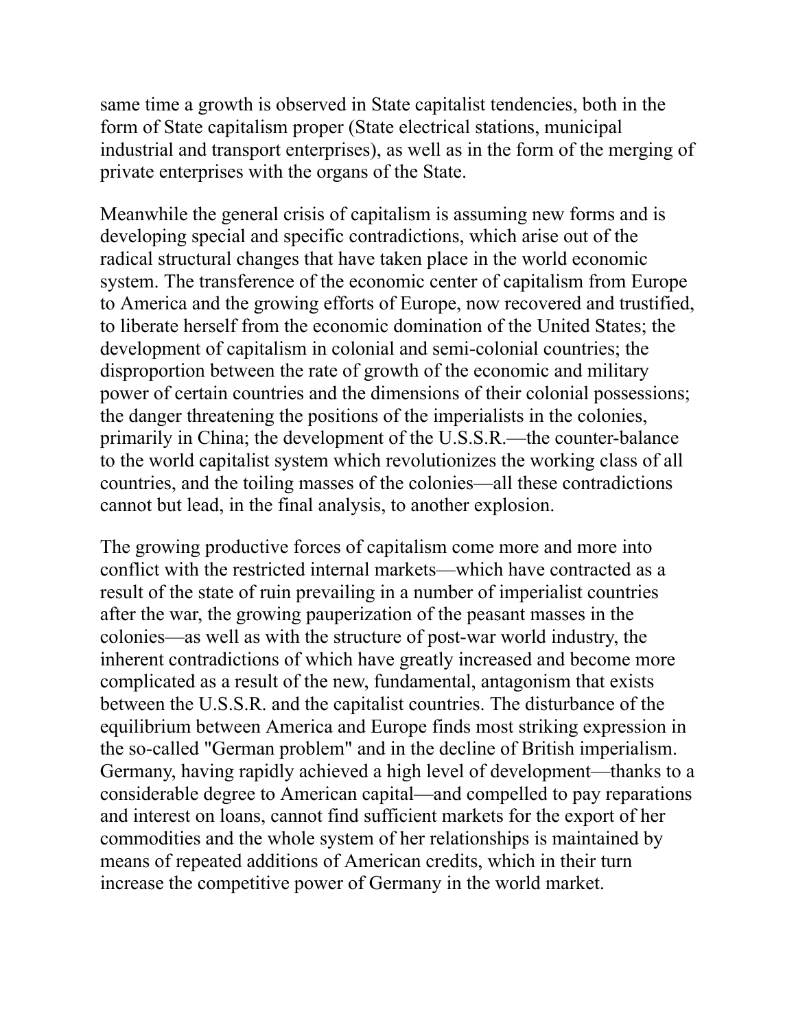same time a growth is observed in State capitalist tendencies, both in the form of State capitalism proper (State electrical stations, municipal industrial and transport enterprises), as well as in the form of the merging of private enterprises with the organs of the State.

Meanwhile the general crisis of capitalism is assuming new forms and is developing special and specific contradictions, which arise out of the radical structural changes that have taken place in the world economic system. The transference of the economic center of capitalism from Europe to America and the growing efforts of Europe, now recovered and trustified, to liberate herself from the economic domination of the United States; the development of capitalism in colonial and semi-colonial countries; the disproportion between the rate of growth of the economic and military power of certain countries and the dimensions of their colonial possessions; the danger threatening the positions of the imperialists in the colonies, primarily in China; the development of the U.S.S.R.—the counter-balance to the world capitalist system which revolutionizes the working class of all countries, and the toiling masses of the colonies—all these contradictions cannot but lead, in the final analysis, to another explosion.

The growing productive forces of capitalism come more and more into conflict with the restricted internal markets—which have contracted as a result of the state of ruin prevailing in a number of imperialist countries after the war, the growing pauperization of the peasant masses in the colonies—as well as with the structure of post-war world industry, the inherent contradictions of which have greatly increased and become more complicated as a result of the new, fundamental, antagonism that exists between the U.S.S.R. and the capitalist countries. The disturbance of the equilibrium between America and Europe finds most striking expression in the so-called "German problem" and in the decline of British imperialism. Germany, having rapidly achieved a high level of development—thanks to a considerable degree to American capital—and compelled to pay reparations and interest on loans, cannot find sufficient markets for the export of her commodities and the whole system of her relationships is maintained by means of repeated additions of American credits, which in their turn increase the competitive power of Germany in the world market.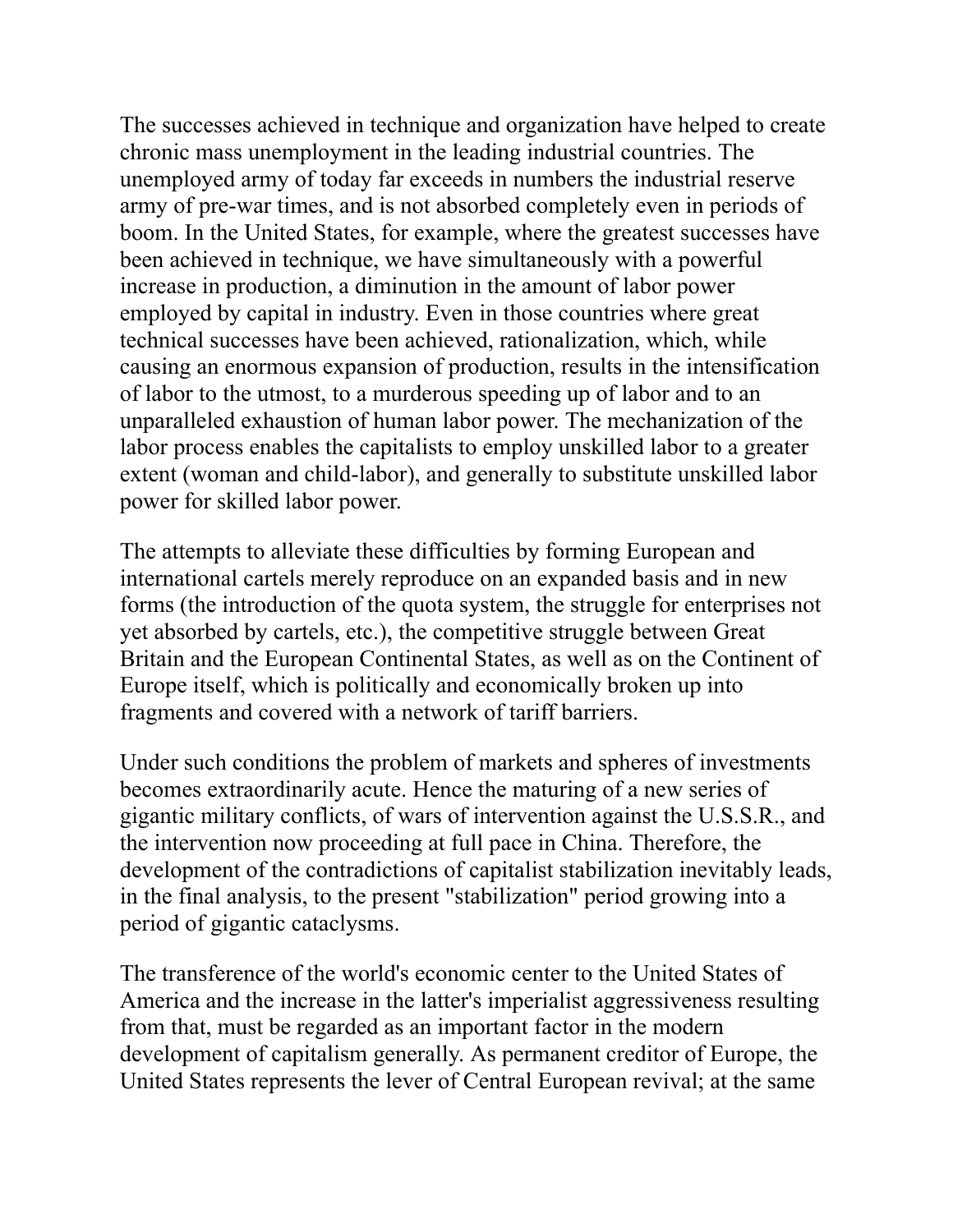The successes achieved in technique and organization have helped to create chronic mass unemployment in the leading industrial countries. The unemployed army of today far exceeds in numbers the industrial reserve army of pre-war times, and is not absorbed completely even in periods of boom. In the United States, for example, where the greatest successes have been achieved in technique, we have simultaneously with a powerful increase in production, a diminution in the amount of labor power employed by capital in industry. Even in those countries where great technical successes have been achieved, rationalization, which, while causing an enormous expansion of production, results in the intensification of labor to the utmost, to a murderous speeding up of labor and to an unparalleled exhaustion of human labor power. The mechanization of the labor process enables the capitalists to employ unskilled labor to a greater extent (woman and child-labor), and generally to substitute unskilled labor power for skilled labor power.

The attempts to alleviate these difficulties by forming European and international cartels merely reproduce on an expanded basis and in new forms (the introduction of the quota system, the struggle for enterprises not yet absorbed by cartels, etc.), the competitive struggle between Great Britain and the European Continental States, as well as on the Continent of Europe itself, which is politically and economically broken up into fragments and covered with a network of tariff barriers.

Under such conditions the problem of markets and spheres of investments becomes extraordinarily acute. Hence the maturing of a new series of gigantic military conflicts, of wars of intervention against the U.S.S.R., and the intervention now proceeding at full pace in China. Therefore, the development of the contradictions of capitalist stabilization inevitably leads, in the final analysis, to the present "stabilization" period growing into a period of gigantic cataclysms.

The transference of the world's economic center to the United States of America and the increase in the latter's imperialist aggressiveness resulting from that, must be regarded as an important factor in the modern development of capitalism generally. As permanent creditor of Europe, the United States represents the lever of Central European revival; at the same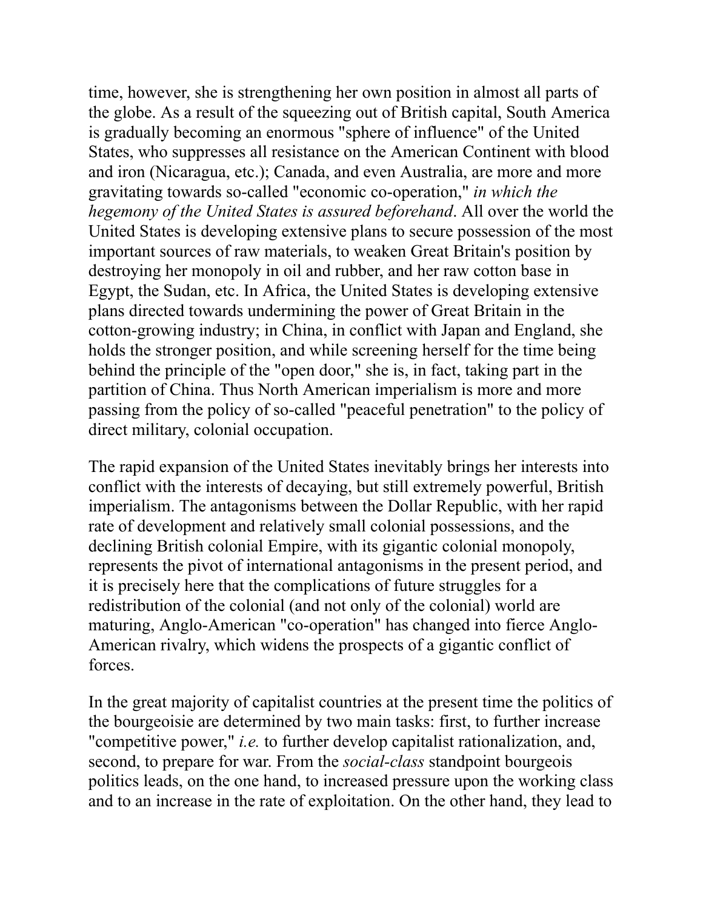time, however, she is strengthening her own position in almost all parts of the globe. As a result of the squeezing out of British capital, South America is gradually becoming an enormous "sphere of influence" of the United States, who suppresses all resistance on the American Continent with blood and iron (Nicaragua, etc.); Canada, and even Australia, are more and more gravitating towards so-called "economic co-operation," *in which the hegemony of the United States is assured beforehand*. All over the world the United States is developing extensive plans to secure possession of the most important sources of raw materials, to weaken Great Britain's position by destroying her monopoly in oil and rubber, and her raw cotton base in Egypt, the Sudan, etc. In Africa, the United States is developing extensive plans directed towards undermining the power of Great Britain in the cotton-growing industry; in China, in conflict with Japan and England, she holds the stronger position, and while screening herself for the time being behind the principle of the "open door," she is, in fact, taking part in the partition of China. Thus North American imperialism is more and more passing from the policy of so-called "peaceful penetration" to the policy of direct military, colonial occupation.

The rapid expansion of the United States inevitably brings her interests into conflict with the interests of decaying, but still extremely powerful, British imperialism. The antagonisms between the Dollar Republic, with her rapid rate of development and relatively small colonial possessions, and the declining British colonial Empire, with its gigantic colonial monopoly, represents the pivot of international antagonisms in the present period, and it is precisely here that the complications of future struggles for a redistribution of the colonial (and not only of the colonial) world are maturing, Anglo-American "co-operation" has changed into fierce Anglo-American rivalry, which widens the prospects of a gigantic conflict of forces.

In the great majority of capitalist countries at the present time the politics of the bourgeoisie are determined by two main tasks: first, to further increase "competitive power," *i.e.* to further develop capitalist rationalization, and, second, to prepare for war. From the *social-class* standpoint bourgeois politics leads, on the one hand, to increased pressure upon the working class and to an increase in the rate of exploitation. On the other hand, they lead to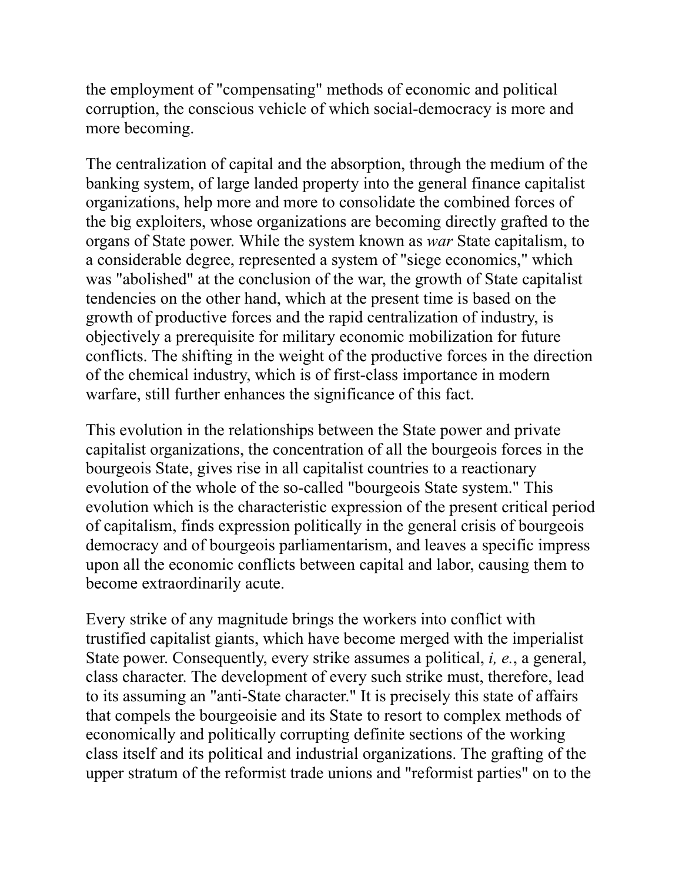the employment of "compensating" methods of economic and political corruption, the conscious vehicle of which social-democracy is more and more becoming.

The centralization of capital and the absorption, through the medium of the banking system, of large landed property into the general finance capitalist organizations, help more and more to consolidate the combined forces of the big exploiters, whose organizations are becoming directly grafted to the organs of State power. While the system known as *war* State capitalism, to a considerable degree, represented a system of "siege economics," which was "abolished" at the conclusion of the war, the growth of State capitalist tendencies on the other hand, which at the present time is based on the growth of productive forces and the rapid centralization of industry, is objectively a prerequisite for military economic mobilization for future conflicts. The shifting in the weight of the productive forces in the direction of the chemical industry, which is of first-class importance in modern warfare, still further enhances the significance of this fact.

This evolution in the relationships between the State power and private capitalist organizations, the concentration of all the bourgeois forces in the bourgeois State, gives rise in all capitalist countries to a reactionary evolution of the whole of the so-called "bourgeois State system." This evolution which is the characteristic expression of the present critical period of capitalism, finds expression politically in the general crisis of bourgeois democracy and of bourgeois parliamentarism, and leaves a specific impress upon all the economic conflicts between capital and labor, causing them to become extraordinarily acute.

Every strike of any magnitude brings the workers into conflict with trustified capitalist giants, which have become merged with the imperialist State power. Consequently, every strike assumes a political, *i, e.*, a general, class character. The development of every such strike must, therefore, lead to its assuming an "anti-State character." It is precisely this state of affairs that compels the bourgeoisie and its State to resort to complex methods of economically and politically corrupting definite sections of the working class itself and its political and industrial organizations. The grafting of the upper stratum of the reformist trade unions and "reformist parties" on to the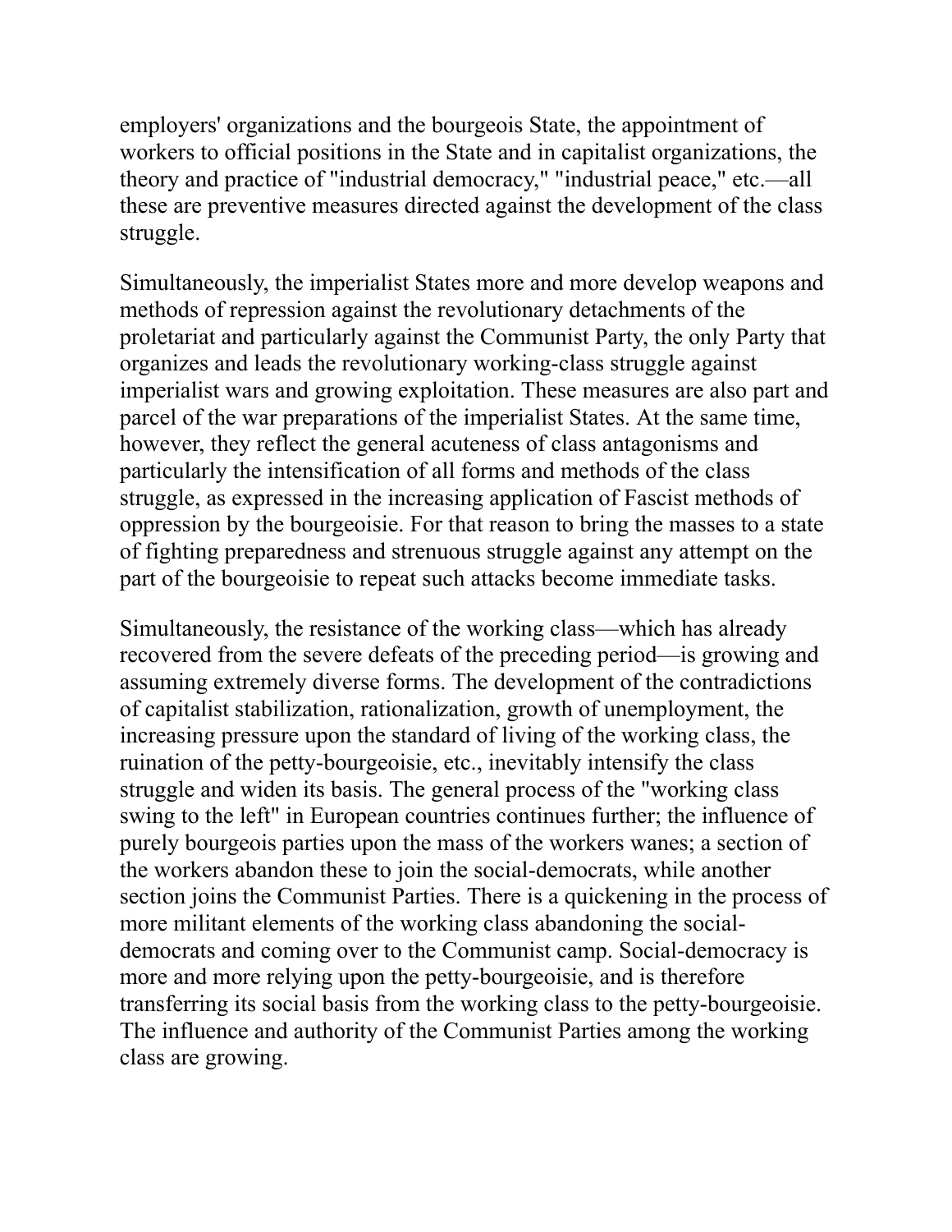employers' organizations and the bourgeois State, the appointment of workers to official positions in the State and in capitalist organizations, the theory and practice of "industrial democracy," "industrial peace," etc.—all these are preventive measures directed against the development of the class struggle.

Simultaneously, the imperialist States more and more develop weapons and methods of repression against the revolutionary detachments of the proletariat and particularly against the Communist Party, the only Party that organizes and leads the revolutionary working-class struggle against imperialist wars and growing exploitation. These measures are also part and parcel of the war preparations of the imperialist States. At the same time, however, they reflect the general acuteness of class antagonisms and particularly the intensification of all forms and methods of the class struggle, as expressed in the increasing application of Fascist methods of oppression by the bourgeoisie. For that reason to bring the masses to a state of fighting preparedness and strenuous struggle against any attempt on the part of the bourgeoisie to repeat such attacks become immediate tasks.

Simultaneously, the resistance of the working class—which has already recovered from the severe defeats of the preceding period—is growing and assuming extremely diverse forms. The development of the contradictions of capitalist stabilization, rationalization, growth of unemployment, the increasing pressure upon the standard of living of the working class, the ruination of the petty-bourgeoisie, etc., inevitably intensify the class struggle and widen its basis. The general process of the "working class swing to the left" in European countries continues further; the influence of purely bourgeois parties upon the mass of the workers wanes; a section of the workers abandon these to join the social-democrats, while another section joins the Communist Parties. There is a quickening in the process of more militant elements of the working class abandoning the social-democrats and coming over to the Communist camp. Social-democracy is more and more relying upon the petty-bourgeoisie, and is therefore transferring its social basis from the working class to the petty-bourgeoisie. The influence and authority of the Communist Parties among the working class are growing.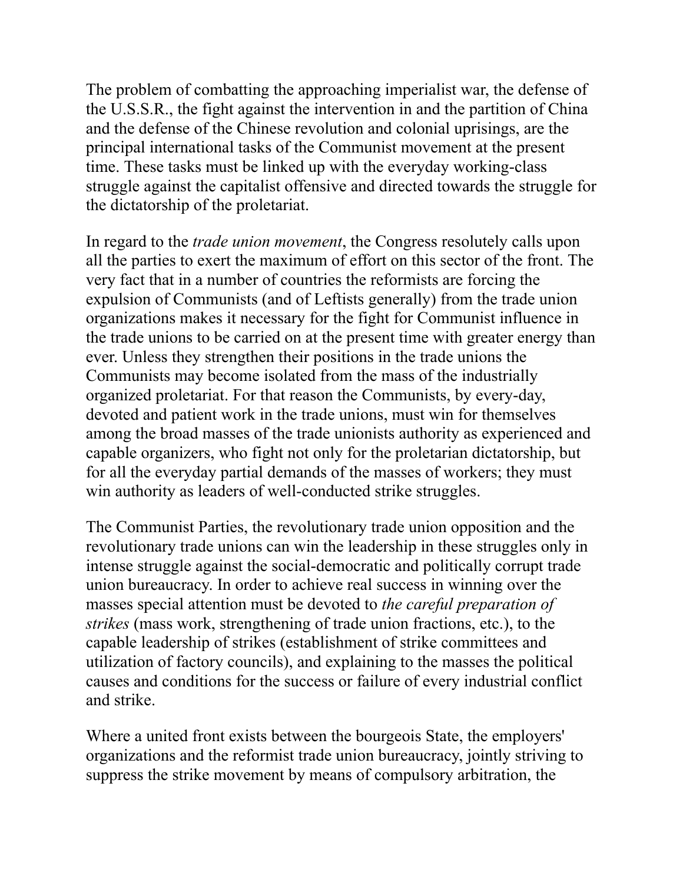The problem of combatting the approaching imperialist war, the defense of the U.S.S.R., the fight against the intervention in and the partition of China and the defense of the Chinese revolution and colonial uprisings, are the principal international tasks of the Communist movement at the present time. These tasks must be linked up with the everyday working-class struggle against the capitalist offensive and directed towards the struggle for the dictatorship of the proletariat.

In regard to the *trade union movement*, the Congress resolutely calls upon all the parties to exert the maximum of effort on this sector of the front. The very fact that in a number of countries the reformists are forcing the expulsion of Communists (and of Leftists generally) from the trade union organizations makes it necessary for the fight for Communist influence in the trade unions to be carried on at the present time with greater energy than ever. Unless they strengthen their positions in the trade unions the Communists may become isolated from the mass of the industrially organized proletariat. For that reason the Communists, by every-day, devoted and patient work in the trade unions, must win for themselves among the broad masses of the trade unionists authority as experienced and capable organizers, who fight not only for the proletarian dictatorship, but for all the everyday partial demands of the masses of workers; they must win authority as leaders of well-conducted strike struggles.

The Communist Parties, the revolutionary trade union opposition and the revolutionary trade unions can win the leadership in these struggles only in intense struggle against the social-democratic and politically corrupt trade union bureaucracy. In order to achieve real success in winning over the masses special attention must be devoted to *the careful preparation of strikes* (mass work, strengthening of trade union fractions, etc.), to the capable leadership of strikes (establishment of strike committees and utilization of factory councils), and explaining to the masses the political causes and conditions for the success or failure of every industrial conflict and strike.

Where a united front exists between the bourgeois State, the employers' organizations and the reformist trade union bureaucracy, jointly striving to suppress the strike movement by means of compulsory arbitration, the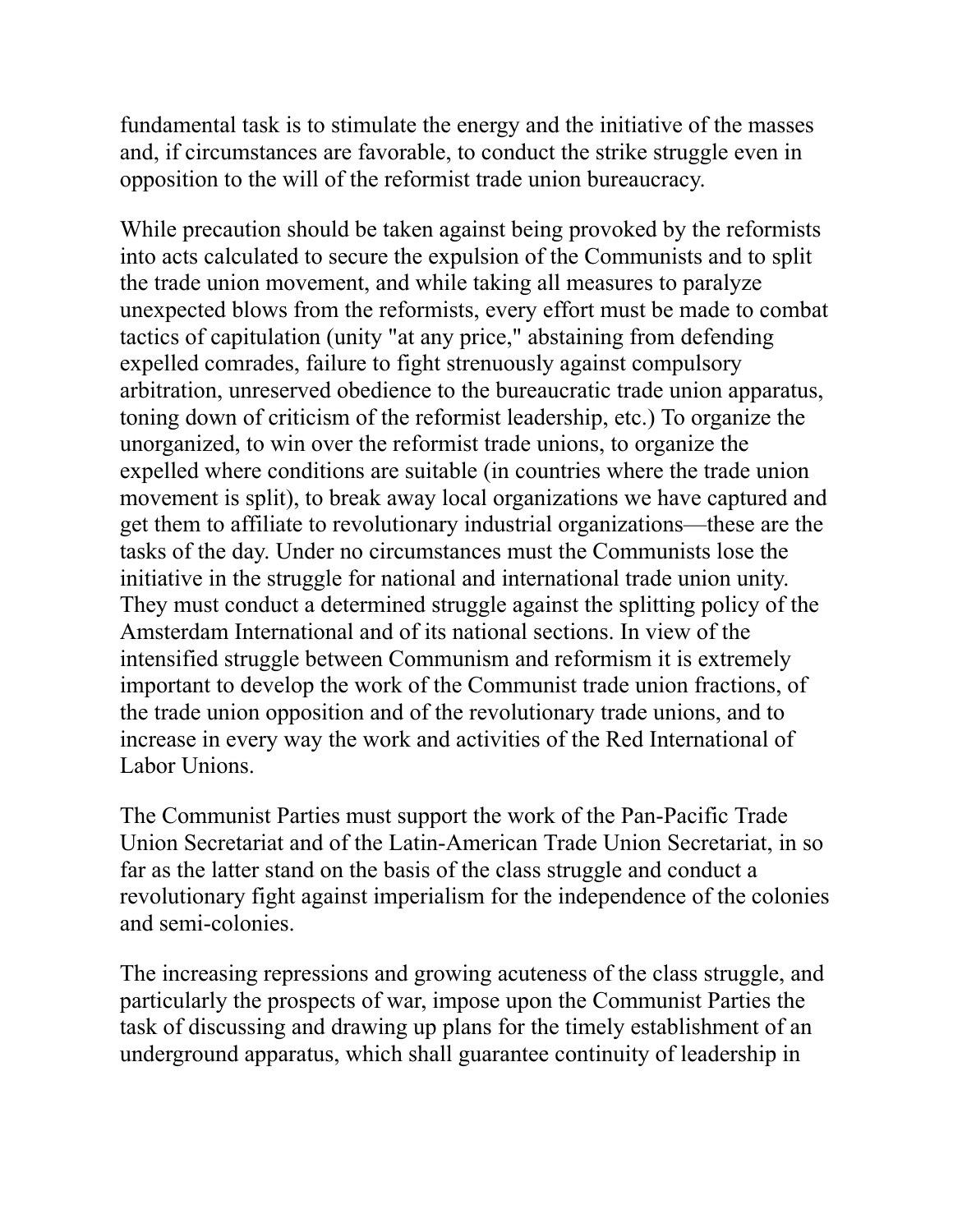fundamental task is to stimulate the energy and the initiative of the masses and, if circumstances are favorable, to conduct the strike struggle even in opposition to the will of the reformist trade union bureaucracy.

While precaution should be taken against being provoked by the reformists into acts calculated to secure the expulsion of the Communists and to split the trade union movement, and while taking all measures to paralyze unexpected blows from the reformists, every effort must be made to combat tactics of capitulation (unity "at any price," abstaining from defending expelled comrades, failure to fight strenuously against compulsory arbitration, unreserved obedience to the bureaucratic trade union apparatus, toning down of criticism of the reformist leadership, etc.) To organize the unorganized, to win over the reformist trade unions, to organize the expelled where conditions are suitable (in countries where the trade union movement is split), to break away local organizations we have captured and get them to affiliate to revolutionary industrial organizations—these are the tasks of the day. Under no circumstances must the Communists lose the initiative in the struggle for national and international trade union unity. They must conduct a determined struggle against the splitting policy of the Amsterdam International and of its national sections. In view of the intensified struggle between Communism and reformism it is extremely important to develop the work of the Communist trade union fractions, of the trade union opposition and of the revolutionary trade unions, and to increase in every way the work and activities of the Red International of Labor Unions.

The Communist Parties must support the work of the Pan-Pacific Trade Union Secretariat and of the Latin-American Trade Union Secretariat, in so far as the latter stand on the basis of the class struggle and conduct a revolutionary fight against imperialism for the independence of the colonies and semi-colonies.

The increasing repressions and growing acuteness of the class struggle, and particularly the prospects of war, impose upon the Communist Parties the task of discussing and drawing up plans for the timely establishment of an underground apparatus, which shall guarantee continuity of leadership in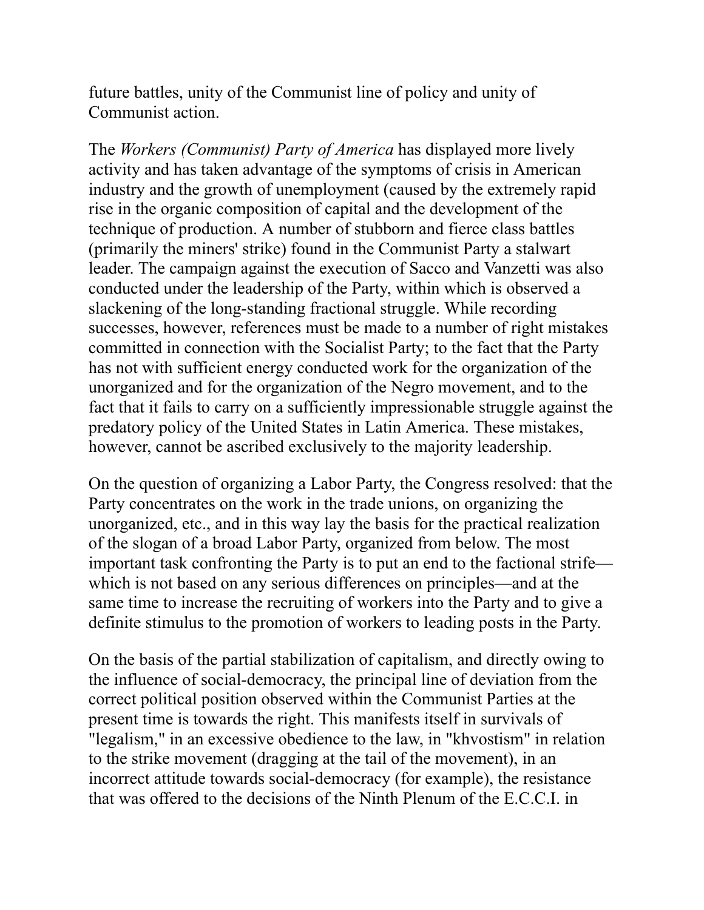future battles, unity of the Communist line of policy and unity of Communist action.

The *Workers (Communist) Party of America* has displayed more lively activity and has taken advantage of the symptoms of crisis in American industry and the growth of unemployment (caused by the extremely rapid rise in the organic composition of capital and the development of the technique of production. A number of stubborn and fierce class battles (primarily the miners' strike) found in the Communist Party a stalwart leader. The campaign against the execution of Sacco and Vanzetti was also conducted under the leadership of the Party, within which is observed a slackening of the long-standing fractional struggle. While recording successes, however, references must be made to a number of right mistakes committed in connection with the Socialist Party; to the fact that the Party has not with sufficient energy conducted work for the organization of the unorganized and for the organization of the Negro movement, and to the fact that it fails to carry on a sufficiently impressionable struggle against the predatory policy of the United States in Latin America. These mistakes, however, cannot be ascribed exclusively to the majority leadership.

On the question of organizing a Labor Party, the Congress resolved: that the Party concentrates on the work in the trade unions, on organizing the unorganized, etc., and in this way lay the basis for the practical realization of the slogan of a broad Labor Party, organized from below. The most important task confronting the Party is to put an end to the factional strife—which is not based on any serious differences on principles—and at the same time to increase the recruiting of workers into the Party and to give a definite stimulus to the promotion of workers to leading posts in the Party.

On the basis of the partial stabilization of capitalism, and directly owing to the influence of social-democracy, the principal line of deviation from the correct political position observed within the Communist Parties at the present time is towards the right. This manifests itself in survivals of "legalism," in an excessive obedience to the law, in "khvostism" in relation to the strike movement (dragging at the tail of the movement), in an incorrect attitude towards social-democracy (for example), the resistance that was offered to the decisions of the Ninth Plenum of the E.C.C.I. in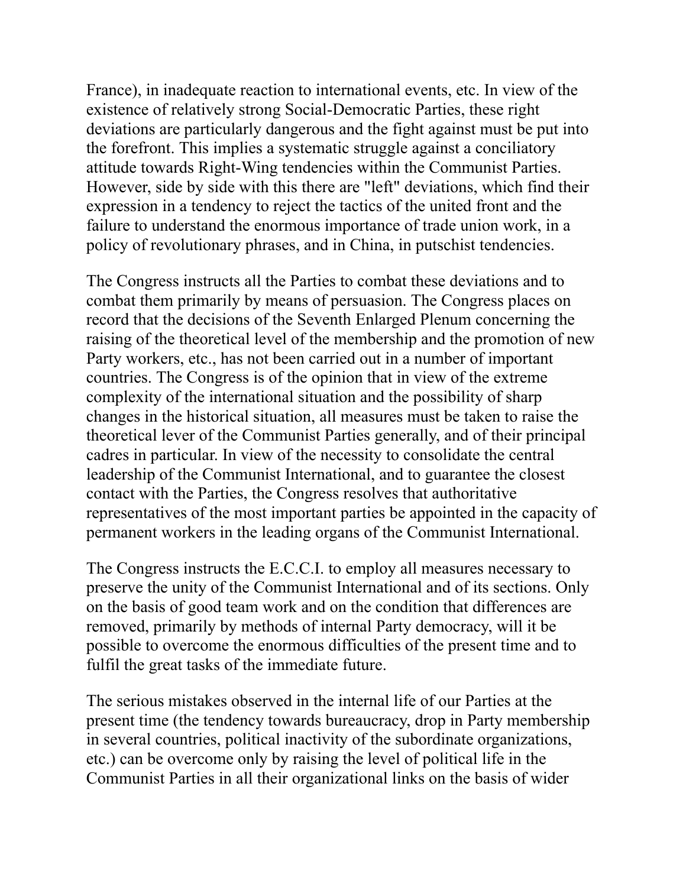France), in inadequate reaction to international events, etc. In view of the existence of relatively strong Social-Democratic Parties, these right deviations are particularly dangerous and the fight against must be put into the forefront. This implies a systematic struggle against a conciliatory attitude towards Right-Wing tendencies within the Communist Parties. However, side by side with this there are "left" deviations, which find their expression in a tendency to reject the tactics of the united front and the failure to understand the enormous importance of trade union work, in a policy of revolutionary phrases, and in China, in putschist tendencies.

The Congress instructs all the Parties to combat these deviations and to combat them primarily by means of persuasion. The Congress places on record that the decisions of the Seventh Enlarged Plenum concerning the raising of the theoretical level of the membership and the promotion of new Party workers, etc., has not been carried out in a number of important countries. The Congress is of the opinion that in view of the extreme complexity of the international situation and the possibility of sharp changes in the historical situation, all measures must be taken to raise the theoretical lever of the Communist Parties generally, and of their principal cadres in particular. In view of the necessity to consolidate the central leadership of the Communist International, and to guarantee the closest contact with the Parties, the Congress resolves that authoritative representatives of the most important parties be appointed in the capacity of permanent workers in the leading organs of the Communist International.

The Congress instructs the E.C.C.I. to employ all measures necessary to preserve the unity of the Communist International and of its sections. Only on the basis of good team work and on the condition that differences are removed, primarily by methods of internal Party democracy, will it be possible to overcome the enormous difficulties of the present time and to fulfil the great tasks of the immediate future.

The serious mistakes observed in the internal life of our Parties at the present time (the tendency towards bureaucracy, drop in Party membership in several countries, political inactivity of the subordinate organizations, etc.) can be overcome only by raising the level of political life in the Communist Parties in all their organizational links on the basis of wider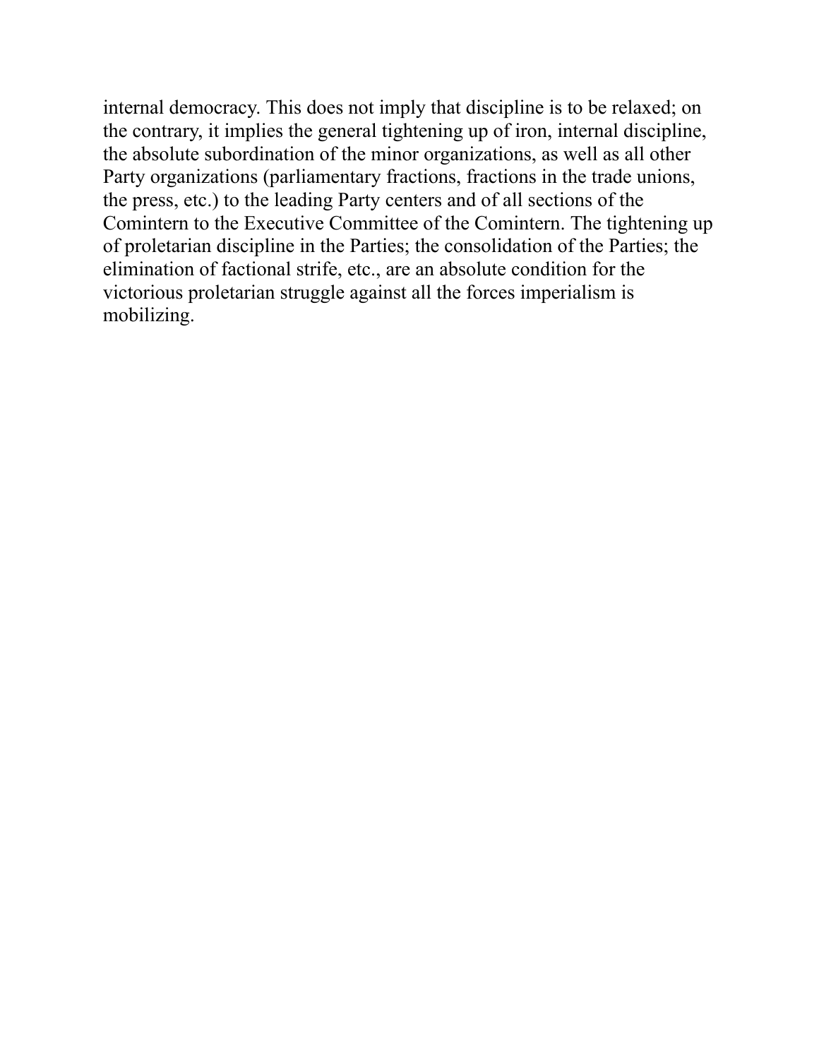internal democracy. This does not imply that discipline is to be relaxed; on the contrary, it implies the general tightening up of iron, internal discipline, the absolute subordination of the minor organizations, as well as all other Party organizations (parliamentary fractions, fractions in the trade unions, the press, etc.) to the leading Party centers and of all sections of the Comintern to the Executive Committee of the Comintern. The tightening up of proletarian discipline in the Parties; the consolidation of the Parties; the elimination of factional strife, etc., are an absolute condition for the victorious proletarian struggle against all the forces imperialism is mobilizing.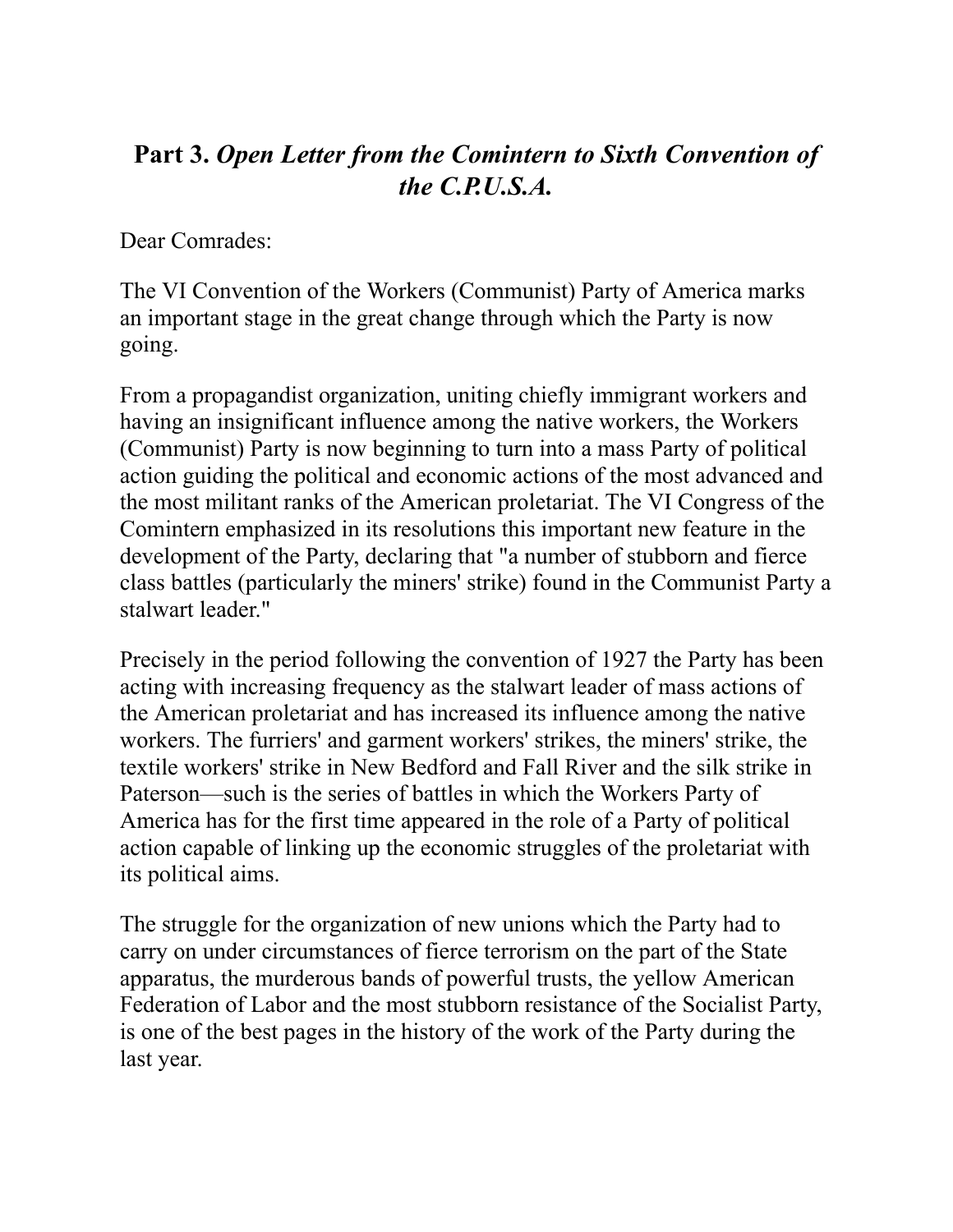## Part 3. *Open Letter from the Comintern to Sixth Convention of the C.P.U.S.A.*

Dear Comrades:

The VI Convention of the Workers (Communist) Party of America marks an important stage in the great change through which the Party is now going.

From a propagandist organization, uniting chiefly immigrant workers and having an insignificant influence among the native workers, the Workers (Communist) Party is now beginning to turn into a mass Party of political action guiding the political and economic actions of the most advanced and the most militant ranks of the American proletariat. The VI Congress of the Comintern emphasized in its resolutions this important new feature in the development of the Party, declaring that "a number of stubborn and fierce class battles (particularly the miners' strike) found in the Communist Party a stalwart leader."

Precisely in the period following the convention of 1927 the Party has been acting with increasing frequency as the stalwart leader of mass actions of the American proletariat and has increased its influence among the native workers. The furriers' and garment workers' strikes, the miners' strike, the textile workers' strike in New Bedford and Fall River and the silk strike in Paterson—such is the series of battles in which the Workers Party of America has for the first time appeared in the role of a Party of political action capable of linking up the economic struggles of the proletariat with its political aims.

The struggle for the organization of new unions which the Party had to carry on under circumstances of fierce terrorism on the part of the State apparatus, the murderous bands of powerful trusts, the yellow American Federation of Labor and the most stubborn resistance of the Socialist Party, is one of the best pages in the history of the work of the Party during the last year.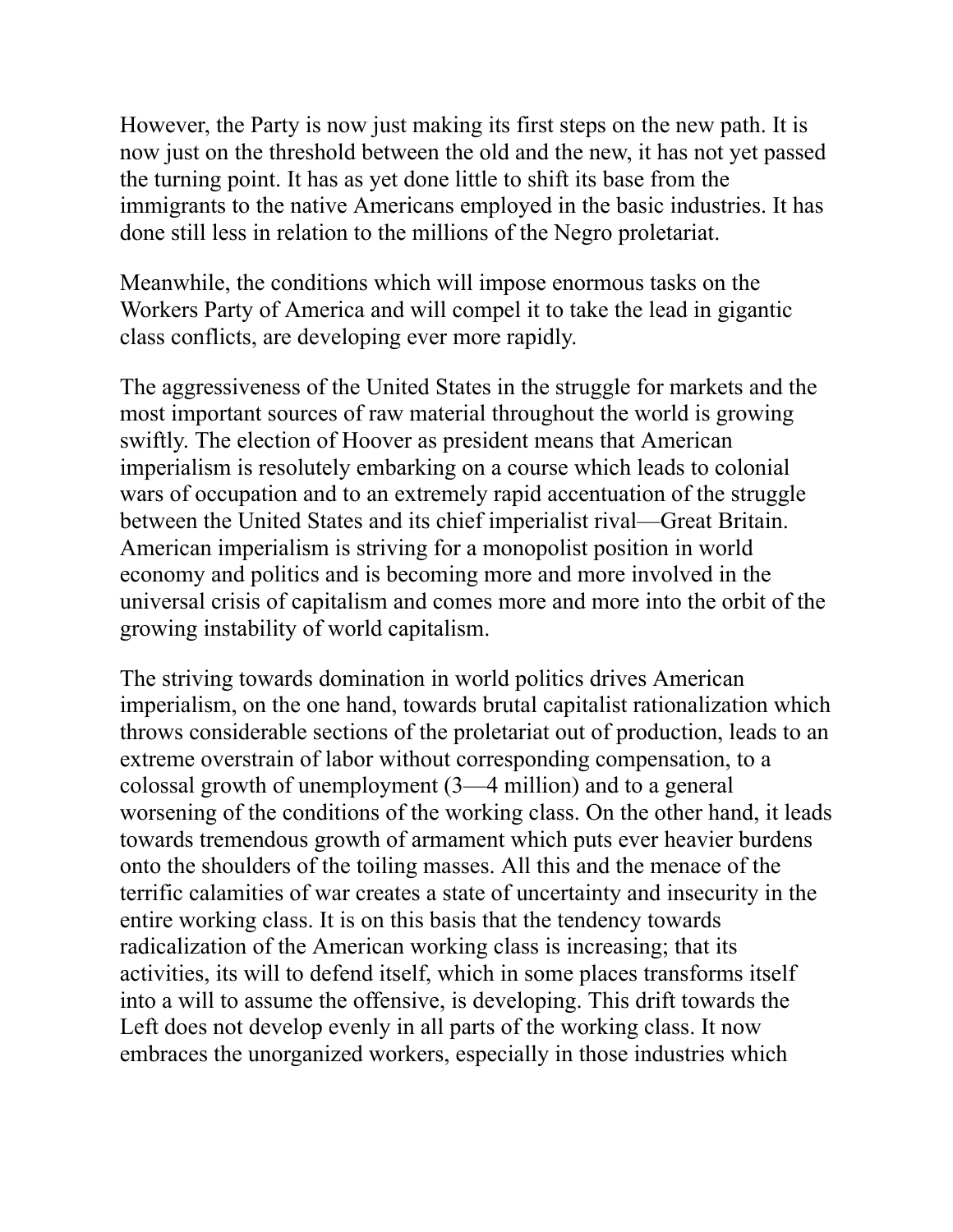However, the Party is now just making its first steps on the new path. It is now just on the threshold between the old and the new, it has not yet passed the turning point. It has as yet done little to shift its base from the immigrants to the native Americans employed in the basic industries. It has done still less in relation to the millions of the Negro proletariat.

Meanwhile, the conditions which will impose enormous tasks on the Workers Party of America and will compel it to take the lead in gigantic class conflicts, are developing ever more rapidly.

The aggressiveness of the United States in the struggle for markets and the most important sources of raw material throughout the world is growing swiftly. The election of Hoover as president means that American imperialism is resolutely embarking on a course which leads to colonial wars of occupation and to an extremely rapid accentuation of the struggle between the United States and its chief imperialist rival—Great Britain. American imperialism is striving for a monopolist position in world economy and politics and is becoming more and more involved in the universal crisis of capitalism and comes more and more into the orbit of the growing instability of world capitalism.

The striving towards domination in world politics drives American imperialism, on the one hand, towards brutal capitalist rationalization which throws considerable sections of the proletariat out of production, leads to an extreme overstrain of labor without corresponding compensation, to a colossal growth of unemployment (3—4 million) and to a general worsening of the conditions of the working class. On the other hand, it leads towards tremendous growth of armament which puts ever heavier burdens onto the shoulders of the toiling masses. All this and the menace of the terrific calamities of war creates a state of uncertainty and insecurity in the entire working class. It is on this basis that the tendency towards radicalization of the American working class is increasing; that its activities, its will to defend itself, which in some places transforms itself into a will to assume the offensive, is developing. This drift towards the Left does not develop evenly in all parts of the working class. It now embraces the unorganized workers, especially in those industries which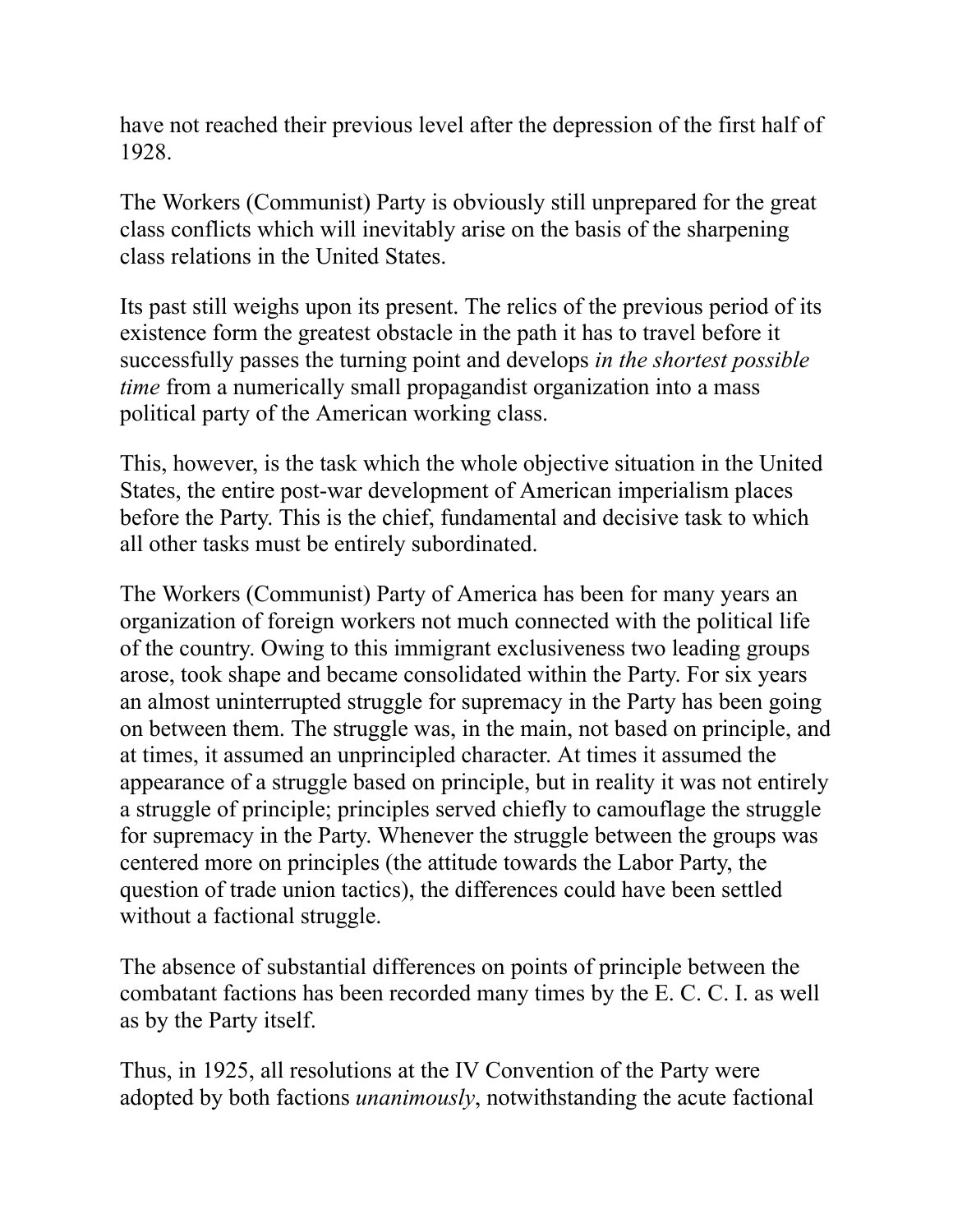have not reached their previous level after the depression of the first half of 1928.

The Workers (Communist) Party is obviously still unprepared for the great class conflicts which will inevitably arise on the basis of the sharpening class relations in the United States.

Its past still weighs upon its present. The relics of the previous period of its existence form the greatest obstacle in the path it has to travel before it successfully passes the turning point and develops *in the shortest possible time* from a numerically small propagandist organization into a mass political party of the American working class.

This, however, is the task which the whole objective situation in the United States, the entire post-war development of American imperialism places before the Party. This is the chief, fundamental and decisive task to which all other tasks must be entirely subordinated.

The Workers (Communist) Party of America has been for many years an organization of foreign workers not much connected with the political life of the country. Owing to this immigrant exclusiveness two leading groups arose, took shape and became consolidated within the Party. For six years an almost uninterrupted struggle for supremacy in the Party has been going on between them. The struggle was, in the main, not based on principle, and at times, it assumed an unprincipled character. At times it assumed the appearance of a struggle based on principle, but in reality it was not entirely a struggle of principle; principles served chiefly to camouflage the struggle for supremacy in the Party. Whenever the struggle between the groups was centered more on principles (the attitude towards the Labor Party, the question of trade union tactics), the differences could have been settled without a factional struggle.

The absence of substantial differences on points of principle between the combatant factions has been recorded many times by the E. C. C. I. as well as by the Party itself.

Thus, in 1925, all resolutions at the IV Convention of the Party were adopted by both factions *unanimously*, notwithstanding the acute factional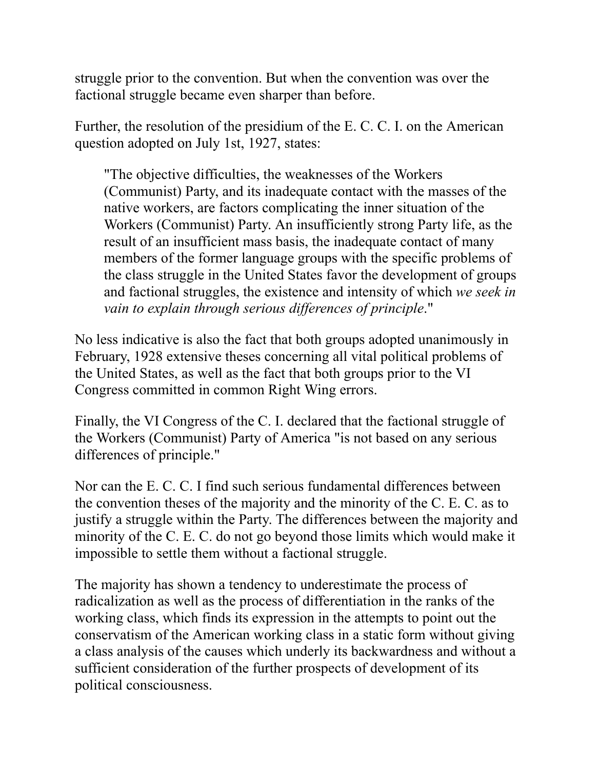struggle prior to the convention. But when the convention was over the factional struggle became even sharper than before.

Further, the resolution of the presidium of the E. C. C. I. on the American question adopted on July 1st, 1927, states:

> "The objective difficulties, the weaknesses of the Workers (Communist) Party, and its inadequate contact with the masses of the native workers, are factors complicating the inner situation of the Workers (Communist) Party. An insufficiently strong Party life, as the result of an insufficient mass basis, the inadequate contact of many members of the former language groups with the specific problems of the class struggle in the United States favor the development of groups and factional struggles, the existence and intensity of which *we seek in vain to explain through serious differences of principle*."

No less indicative is also the fact that both groups adopted unanimously in February, 1928 extensive theses concerning all vital political problems of the United States, as well as the fact that both groups prior to the VI Congress committed in common Right Wing errors.

Finally, the VI Congress of the C. I. declared that the factional struggle of the Workers (Communist) Party of America "is not based on any serious differences of principle."

Nor can the E. C. C. I find such serious fundamental differences between the convention theses of the majority and the minority of the C. E. C. as to justify a struggle within the Party. The differences between the majority and minority of the C. E. C. do not go beyond those limits which would make it impossible to settle them without a factional struggle.

The majority has shown a tendency to underestimate the process of radicalization as well as the process of differentiation in the ranks of the working class, which finds its expression in the attempts to point out the conservatism of the American working class in a static form without giving a class analysis of the causes which underly its backwardness and without a sufficient consideration of the further prospects of development of its political consciousness.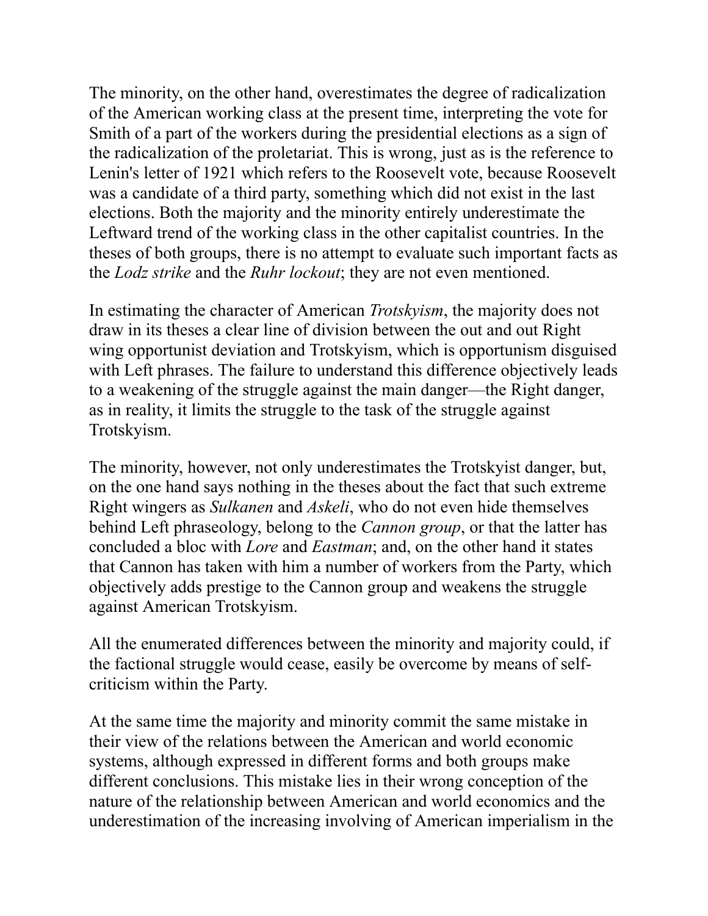The minority, on the other hand, overestimates the degree of radicalization of the American working class at the present time, interpreting the vote for Smith of a part of the workers during the presidential elections as a sign of the radicalization of the proletariat. This is wrong, just as is the reference to Lenin's letter of 1921 which refers to the Roosevelt vote, because Roosevelt was a candidate of a third party, something which did not exist in the last elections. Both the majority and the minority entirely underestimate the Leftward trend of the working class in the other capitalist countries. In the theses of both groups, there is no attempt to evaluate such important facts as the *Lodz strike* and the *Ruhr lockout*; they are not even mentioned.

In estimating the character of American *Trotskyism*, the majority does not draw in its theses a clear line of division between the out and out Right wing opportunist deviation and Trotskyism, which is opportunism disguised with Left phrases. The failure to understand this difference objectively leads to a weakening of the struggle against the main danger—the Right danger, as in reality, it limits the struggle to the task of the struggle against Trotskyism.

The minority, however, not only underestimates the Trotskyist danger, but, on the one hand says nothing in the theses about the fact that such extreme Right wingers as *Sulkanen* and *Askeli*, who do not even hide themselves behind Left phraseology, belong to the *Cannon group*, or that the latter has concluded a bloc with *Lore* and *Eastman*; and, on the other hand it states that Cannon has taken with him a number of workers from the Party, which objectively adds prestige to the Cannon group and weakens the struggle against American Trotskyism.

All the enumerated differences between the minority and majority could, if the factional struggle would cease, easily be overcome by means of self-criticism within the Party.

At the same time the majority and minority commit the same mistake in their view of the relations between the American and world economic systems, although expressed in different forms and both groups make different conclusions. This mistake lies in their wrong conception of the nature of the relationship between American and world economics and the underestimation of the increasing involving of American imperialism in the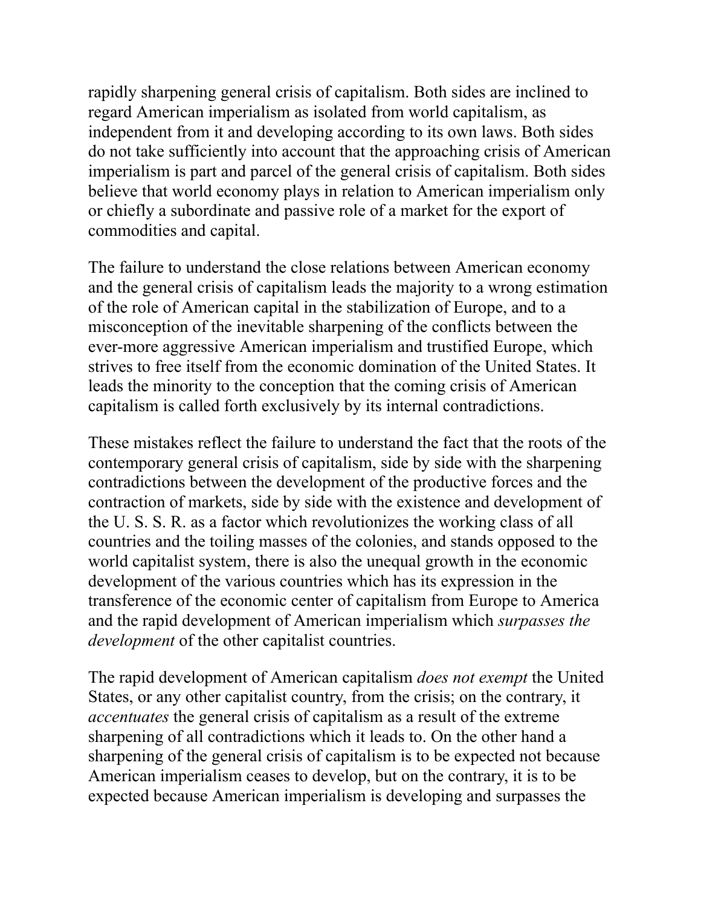rapidly sharpening general crisis of capitalism. Both sides are inclined to regard American imperialism as isolated from world capitalism, as independent from it and developing according to its own laws. Both sides do not take sufficiently into account that the approaching crisis of American imperialism is part and parcel of the general crisis of capitalism. Both sides believe that world economy plays in relation to American imperialism only or chiefly a subordinate and passive role of a market for the export of commodities and capital.

The failure to understand the close relations between American economy and the general crisis of capitalism leads the majority to a wrong estimation of the role of American capital in the stabilization of Europe, and to a misconception of the inevitable sharpening of the conflicts between the ever-more aggressive American imperialism and trustified Europe, which strives to free itself from the economic domination of the United States. It leads the minority to the conception that the coming crisis of American capitalism is called forth exclusively by its internal contradictions.

These mistakes reflect the failure to understand the fact that the roots of the contemporary general crisis of capitalism, side by side with the sharpening contradictions between the development of the productive forces and the contraction of markets, side by side with the existence and development of the U. S. S. R. as a factor which revolutionizes the working class of all countries and the toiling masses of the colonies, and stands opposed to the world capitalist system, there is also the unequal growth in the economic development of the various countries which has its expression in the transference of the economic center of capitalism from Europe to America and the rapid development of American imperialism which *surpasses the development* of the other capitalist countries.

The rapid development of American capitalism *does not exempt* the United States, or any other capitalist country, from the crisis; on the contrary, it *accentuates* the general crisis of capitalism as a result of the extreme sharpening of all contradictions which it leads to. On the other hand a sharpening of the general crisis of capitalism is to be expected not because American imperialism ceases to develop, but on the contrary, it is to be expected because American imperialism is developing and surpasses the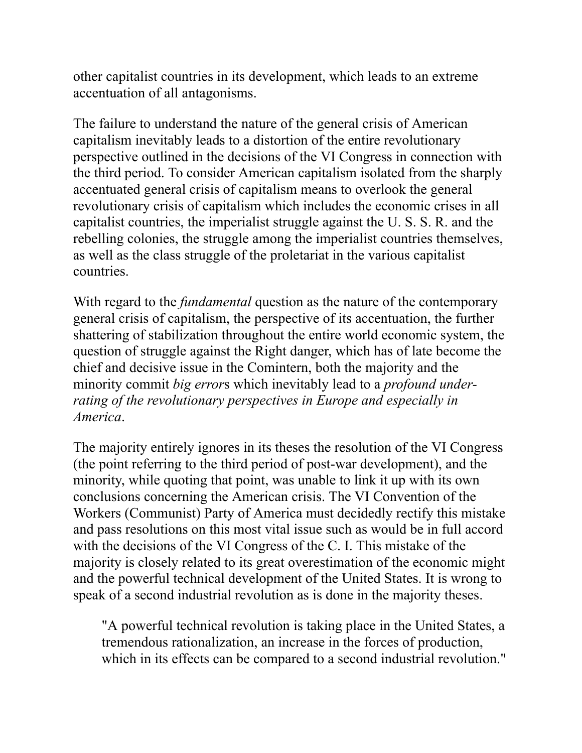other capitalist countries in its development, which leads to an extreme accentuation of all antagonisms.

The failure to understand the nature of the general crisis of American capitalism inevitably leads to a distortion of the entire revolutionary perspective outlined in the decisions of the VI Congress in connection with the third period. To consider American capitalism isolated from the sharply accentuated general crisis of capitalism means to overlook the general revolutionary crisis of capitalism which includes the economic crises in all capitalist countries, the imperialist struggle against the U. S. S. R. and the rebelling colonies, the struggle among the imperialist countries themselves, as well as the class struggle of the proletariat in the various capitalist countries.

With regard to the *fundamental* question as the nature of the contemporary general crisis of capitalism, the perspective of its accentuation, the further shattering of stabilization throughout the entire world economic system, the question of struggle against the Right danger, which has of late become the chief and decisive issue in the Comintern, both the majority and the minority commit *big error*s which inevitably lead to a *profound under-rating of the revolutionary perspectives in Europe and especially in America*.

The majority entirely ignores in its theses the resolution of the VI Congress (the point referring to the third period of post-war development), and the minority, while quoting that point, was unable to link it up with its own conclusions concerning the American crisis. The VI Convention of the Workers (Communist) Party of America must decidedly rectify this mistake and pass resolutions on this most vital issue such as would be in full accord with the decisions of the VI Congress of the C. I. This mistake of the majority is closely related to its great overestimation of the economic might and the powerful technical development of the United States. It is wrong to speak of a second industrial revolution as is done in the majority theses.

> "A powerful technical revolution is taking place in the United States, a tremendous rationalization, an increase in the forces of production, which in its effects can be compared to a second industrial revolution."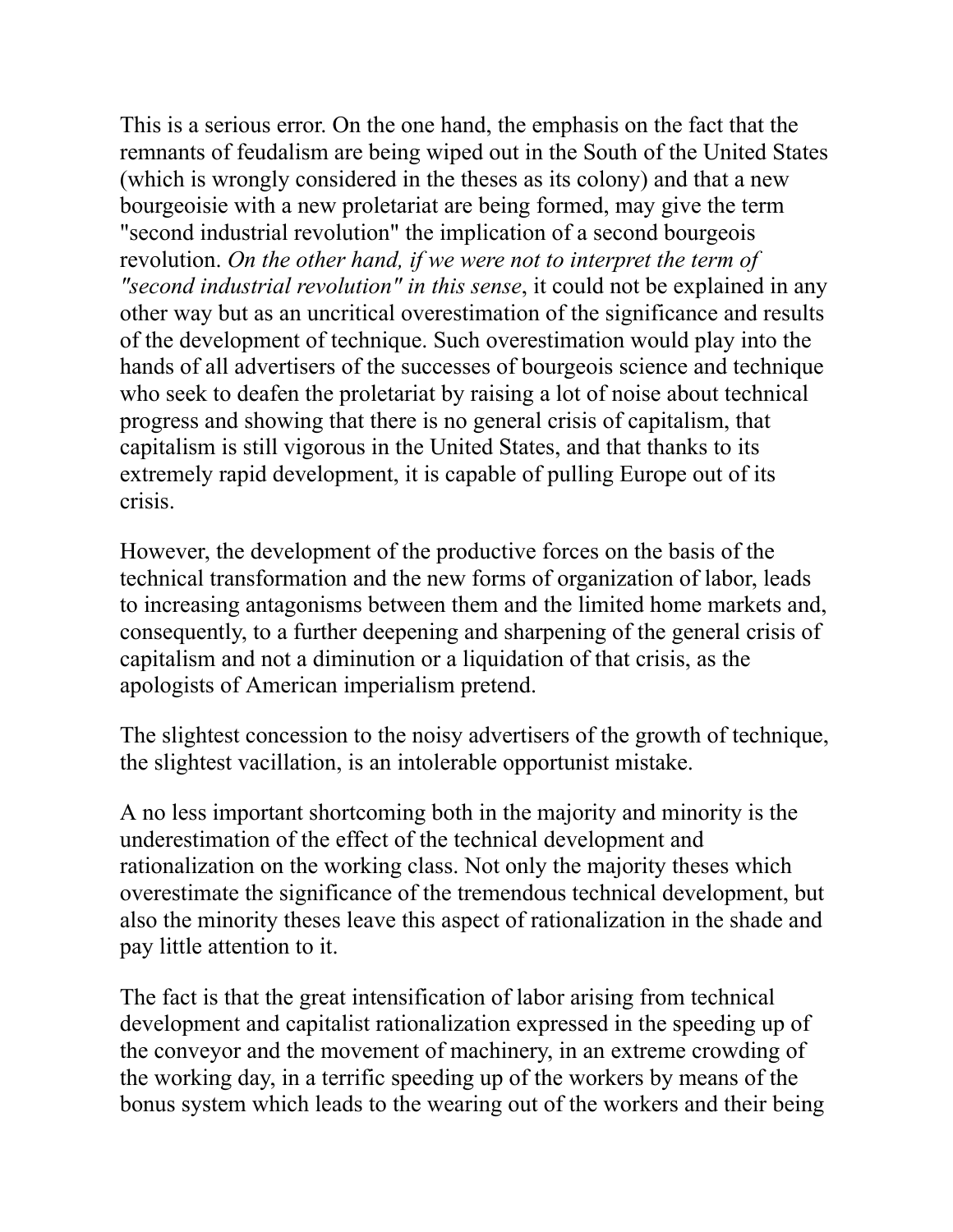This is a serious error. On the one hand, the emphasis on the fact that the remnants of feudalism are being wiped out in the South of the United States (which is wrongly considered in the theses as its colony) and that a new bourgeoisie with a new proletariat are being formed, may give the term "second industrial revolution" the implication of a second bourgeois revolution. *On the other hand, if we were not to interpret the term of "second industrial revolution" in this sense*, it could not be explained in any other way but as an uncritical overestimation of the significance and results of the development of technique. Such overestimation would play into the hands of all advertisers of the successes of bourgeois science and technique who seek to deafen the proletariat by raising a lot of noise about technical progress and showing that there is no general crisis of capitalism, that capitalism is still vigorous in the United States, and that thanks to its extremely rapid development, it is capable of pulling Europe out of its crisis.

However, the development of the productive forces on the basis of the technical transformation and the new forms of organization of labor, leads to increasing antagonisms between them and the limited home markets and, consequently, to a further deepening and sharpening of the general crisis of capitalism and not a diminution or a liquidation of that crisis, as the apologists of American imperialism pretend.

The slightest concession to the noisy advertisers of the growth of technique, the slightest vacillation, is an intolerable opportunist mistake.

A no less important shortcoming both in the majority and minority is the underestimation of the effect of the technical development and rationalization on the working class. Not only the majority theses which overestimate the significance of the tremendous technical development, but also the minority theses leave this aspect of rationalization in the shade and pay little attention to it.

The fact is that the great intensification of labor arising from technical development and capitalist rationalization expressed in the speeding up of the conveyor and the movement of machinery, in an extreme crowding of the working day, in a terrific speeding up of the workers by means of the bonus system which leads to the wearing out of the workers and their being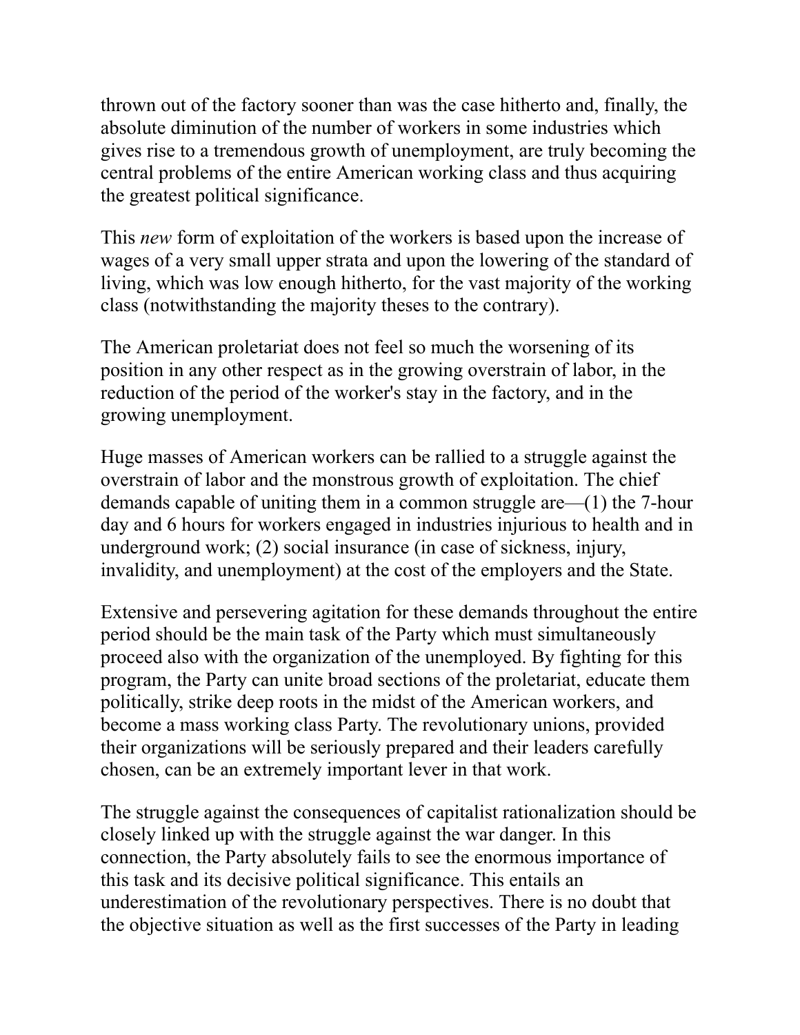thrown out of the factory sooner than was the case hitherto and, finally, the absolute diminution of the number of workers in some industries which gives rise to a tremendous growth of unemployment, are truly becoming the central problems of the entire American working class and thus acquiring the greatest political significance.

This *new* form of exploitation of the workers is based upon the increase of wages of a very small upper strata and upon the lowering of the standard of living, which was low enough hitherto, for the vast majority of the working class (notwithstanding the majority theses to the contrary).

The American proletariat does not feel so much the worsening of its position in any other respect as in the growing overstrain of labor, in the reduction of the period of the worker's stay in the factory, and in the growing unemployment.

Huge masses of American workers can be rallied to a struggle against the overstrain of labor and the monstrous growth of exploitation. The chief demands capable of uniting them in a common struggle are—(1) the 7-hour day and 6 hours for workers engaged in industries injurious to health and in underground work; (2) social insurance (in case of sickness, injury, invalidity, and unemployment) at the cost of the employers and the State.

Extensive and persevering agitation for these demands throughout the entire period should be the main task of the Party which must simultaneously proceed also with the organization of the unemployed. By fighting for this program, the Party can unite broad sections of the proletariat, educate them politically, strike deep roots in the midst of the American workers, and become a mass working class Party. The revolutionary unions, provided their organizations will be seriously prepared and their leaders carefully chosen, can be an extremely important lever in that work.

The struggle against the consequences of capitalist rationalization should be closely linked up with the struggle against the war danger. In this connection, the Party absolutely fails to see the enormous importance of this task and its decisive political significance. This entails an underestimation of the revolutionary perspectives. There is no doubt that the objective situation as well as the first successes of the Party in leading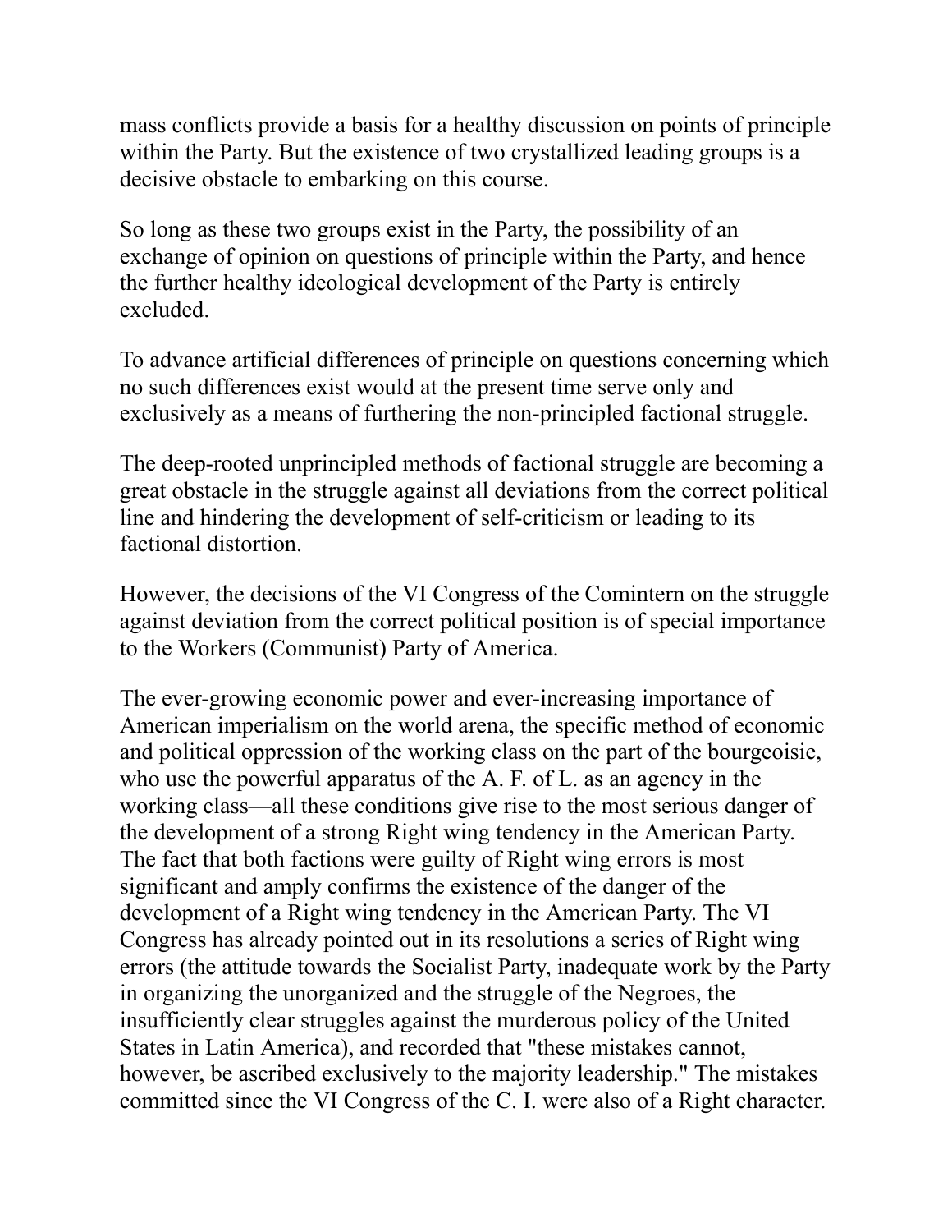mass conflicts provide a basis for a healthy discussion on points of principle within the Party. But the existence of two crystallized leading groups is a decisive obstacle to embarking on this course.

So long as these two groups exist in the Party, the possibility of an exchange of opinion on questions of principle within the Party, and hence the further healthy ideological development of the Party is entirely excluded.

To advance artificial differences of principle on questions concerning which no such differences exist would at the present time serve only and exclusively as a means of furthering the non-principled factional struggle.

The deep-rooted unprincipled methods of factional struggle are becoming a great obstacle in the struggle against all deviations from the correct political line and hindering the development of self-criticism or leading to its factional distortion.

However, the decisions of the VI Congress of the Comintern on the struggle against deviation from the correct political position is of special importance to the Workers (Communist) Party of America.

The ever-growing economic power and ever-increasing importance of American imperialism on the world arena, the specific method of economic and political oppression of the working class on the part of the bourgeoisie, who use the powerful apparatus of the A. F. of L. as an agency in the working class—all these conditions give rise to the most serious danger of the development of a strong Right wing tendency in the American Party. The fact that both factions were guilty of Right wing errors is most significant and amply confirms the existence of the danger of the development of a Right wing tendency in the American Party. The VI Congress has already pointed out in its resolutions a series of Right wing errors (the attitude towards the Socialist Party, inadequate work by the Party in organizing the unorganized and the struggle of the Negroes, the insufficiently clear struggles against the murderous policy of the United States in Latin America), and recorded that "these mistakes cannot, however, be ascribed exclusively to the majority leadership." The mistakes committed since the VI Congress of the C. I. were also of a Right character.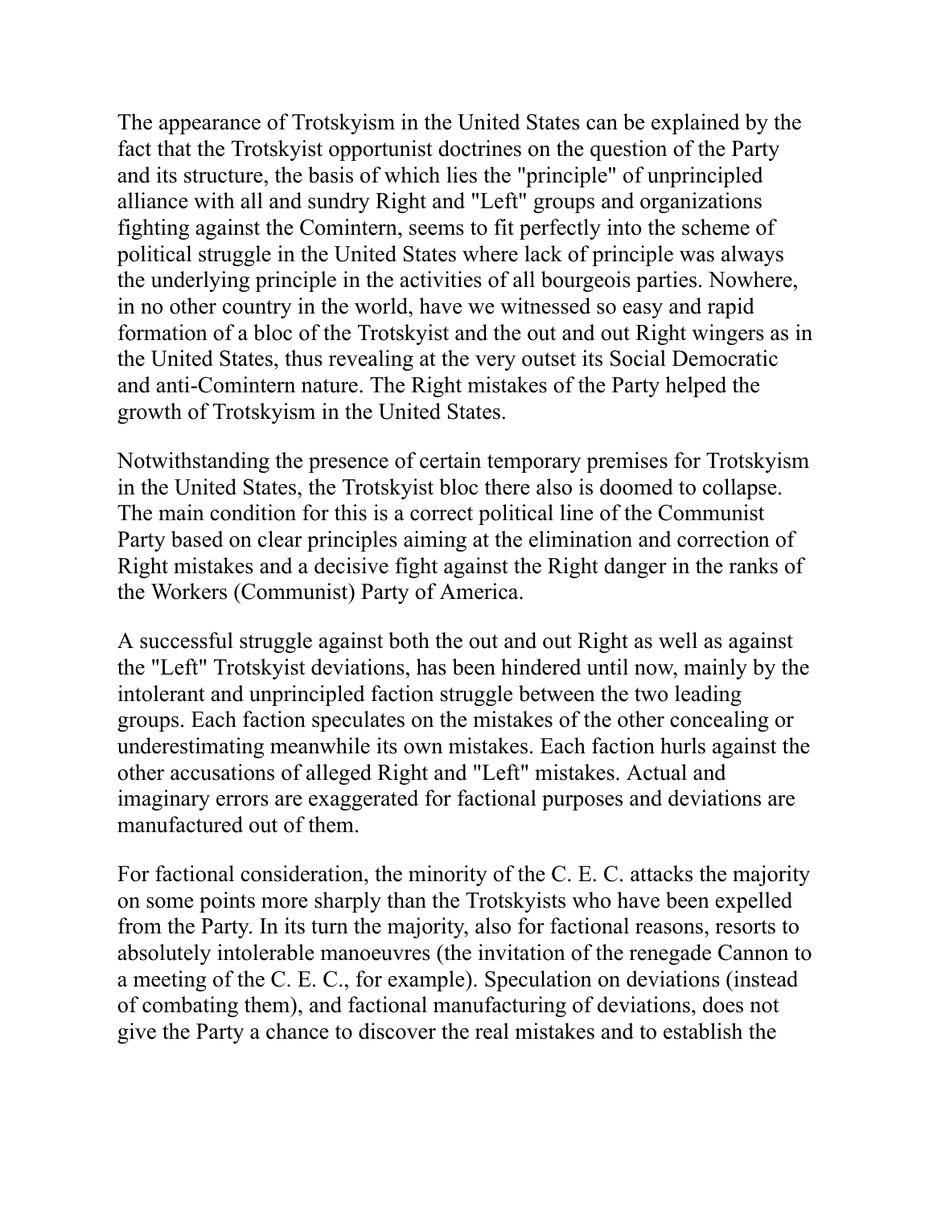The appearance of Trotskyism in the United States can be explained by the fact that the Trotskyist opportunist doctrines on the question of the Party and its structure, the basis of which lies the "principle" of unprincipled alliance with all and sundry Right and "Left" groups and organizations fighting against the Comintern, seems to fit perfectly into the scheme of political struggle in the United States where lack of principle was always the underlying principle in the activities of all bourgeois parties. Nowhere, in no other country in the world, have we witnessed so easy and rapid formation of a bloc of the Trotskyist and the out and out Right wingers as in the United States, thus revealing at the very outset its Social Democratic and anti-Comintern nature. The Right mistakes of the Party helped the growth of Trotskyism in the United States.

Notwithstanding the presence of certain temporary premises for Trotskyism in the United States, the Trotskyist bloc there also is doomed to collapse. The main condition for this is a correct political line of the Communist Party based on clear principles aiming at the elimination and correction of Right mistakes and a decisive fight against the Right danger in the ranks of the Workers (Communist) Party of America.

A successful struggle against both the out and out Right as well as against the "Left" Trotskyist deviations, has been hindered until now, mainly by the intolerant and unprincipled faction struggle between the two leading groups. Each faction speculates on the mistakes of the other concealing or underestimating meanwhile its own mistakes. Each faction hurls against the other accusations of alleged Right and "Left" mistakes. Actual and imaginary errors are exaggerated for factional purposes and deviations are manufactured out of them.

For factional consideration, the minority of the C. E. C. attacks the majority on some points more sharply than the Trotskyists who have been expelled from the Party. In its turn the majority, also for factional reasons, resorts to absolutely intolerable manoeuvres (the invitation of the renegade Cannon to a meeting of the C. E. C., for example). Speculation on deviations (instead of combating them), and factional manufacturing of deviations, does not give the Party a chance to discover the real mistakes and to establish the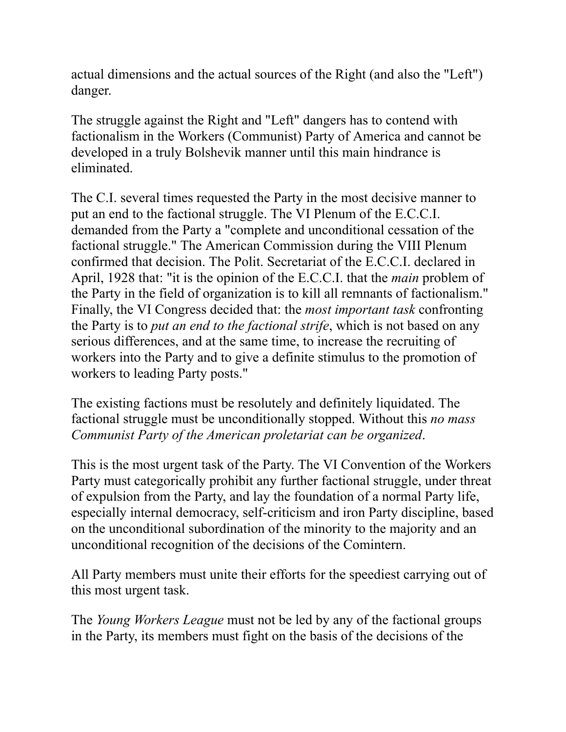actual dimensions and the actual sources of the Right (and also the "Left") danger.

The struggle against the Right and "Left" dangers has to contend with factionalism in the Workers (Communist) Party of America and cannot be developed in a truly Bolshevik manner until this main hindrance is eliminated.

The C.I. several times requested the Party in the most decisive manner to put an end to the factional struggle. The VI Plenum of the E.C.C.I. demanded from the Party a "complete and unconditional cessation of the factional struggle." The American Commission during the VIII Plenum confirmed that decision. The Polit. Secretariat of the E.C.C.I. declared in April, 1928 that: "it is the opinion of the E.C.C.I. that the *main* problem of the Party in the field of organization is to kill all remnants of factionalism." Finally, the VI Congress decided that: the *most important task* confronting the Party is to *put an end to the factional strife*, which is not based on any serious differences, and at the same time, to increase the recruiting of workers into the Party and to give a definite stimulus to the promotion of workers to leading Party posts."

The existing factions must be resolutely and definitely liquidated. The factional struggle must be unconditionally stopped. Without this *no mass Communist Party of the American proletariat can be organized*.

This is the most urgent task of the Party. The VI Convention of the Workers Party must categorically prohibit any further factional struggle, under threat of expulsion from the Party, and lay the foundation of a normal Party life, especially internal democracy, self-criticism and iron Party discipline, based on the unconditional subordination of the minority to the majority and an unconditional recognition of the decisions of the Comintern.

All Party members must unite their efforts for the speediest carrying out of this most urgent task.

The *Young Workers League* must not be led by any of the factional groups in the Party, its members must fight on the basis of the decisions of the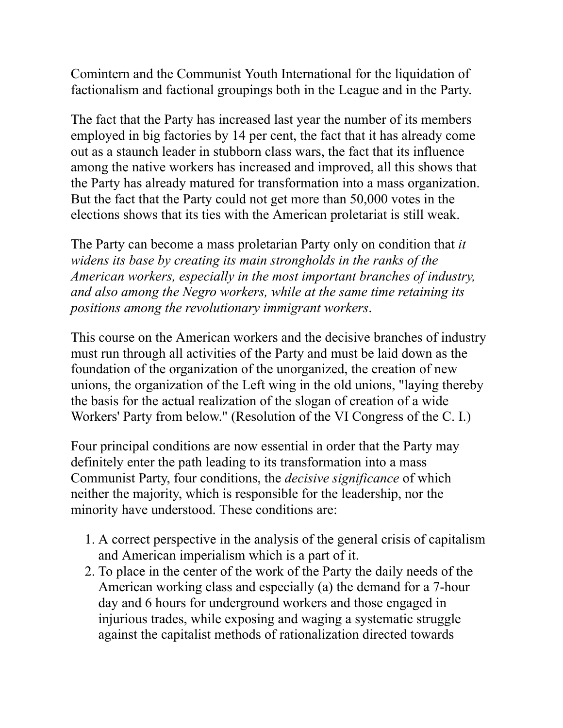Comintern and the Communist Youth International for the liquidation of factionalism and factional groupings both in the League and in the Party.

The fact that the Party has increased last year the number of its members employed in big factories by 14 per cent, the fact that it has already come out as a staunch leader in stubborn class wars, the fact that its influence among the native workers has increased and improved, all this shows that the Party has already matured for transformation into a mass organization. But the fact that the Party could not get more than 50,000 votes in the elections shows that its ties with the American proletariat is still weak.

The Party can become a mass proletarian Party only on condition that *it widens its base by creating its main strongholds in the ranks of the American workers, especially in the most important branches of industry, and also among the Negro workers, while at the same time retaining its positions among the revolutionary immigrant workers*.

This course on the American workers and the decisive branches of industry must run through all activities of the Party and must be laid down as the foundation of the organization of the unorganized, the creation of new unions, the organization of the Left wing in the old unions, "laying thereby the basis for the actual realization of the slogan of creation of a wide Workers' Party from below." (Resolution of the VI Congress of the C. I.)

Four principal conditions are now essential in order that the Party may definitely enter the path leading to its transformation into a mass Communist Party, four conditions, the *decisive significance* of which neither the majority, which is responsible for the leadership, nor the minority have understood. These conditions are:

1. A correct perspective in the analysis of the general crisis of capitalism and American imperialism which is a part of it.
2. To place in the center of the work of the Party the daily needs of the American working class and especially (a) the demand for a 7-hour day and 6 hours for underground workers and those engaged in injurious trades, while exposing and waging a systematic struggle against the capitalist methods of rationalization directed towards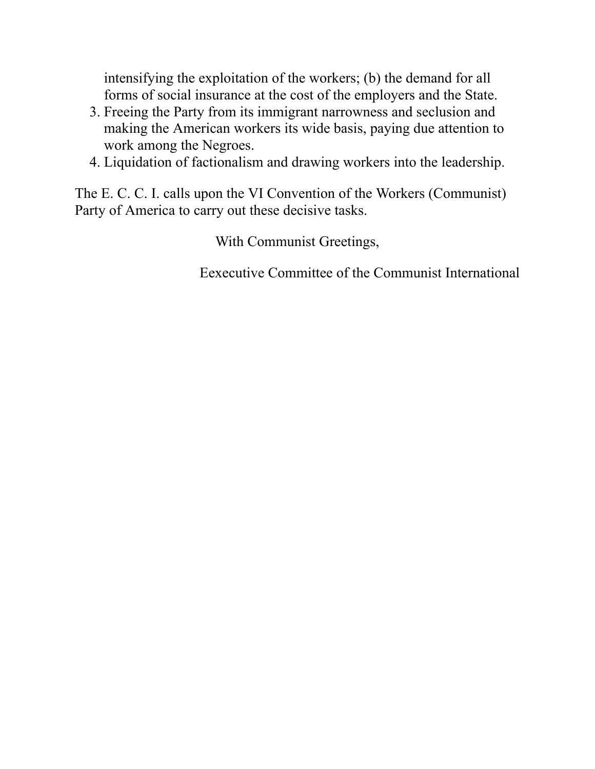intensifying the exploitation of the workers; (b) the demand for all forms of social insurance at the cost of the employers and the State.

3. Freeing the Party from its immigrant narrowness and seclusion and making the American workers its wide basis, paying due attention to work among the Negroes.
4. Liquidation of factionalism and drawing workers into the leadership.

The E. C. C. I. calls upon the VI Convention of the Workers (Communist) Party of America to carry out these decisive tasks.

With Communist Greetings,

Eexecutive Committee of the Communist International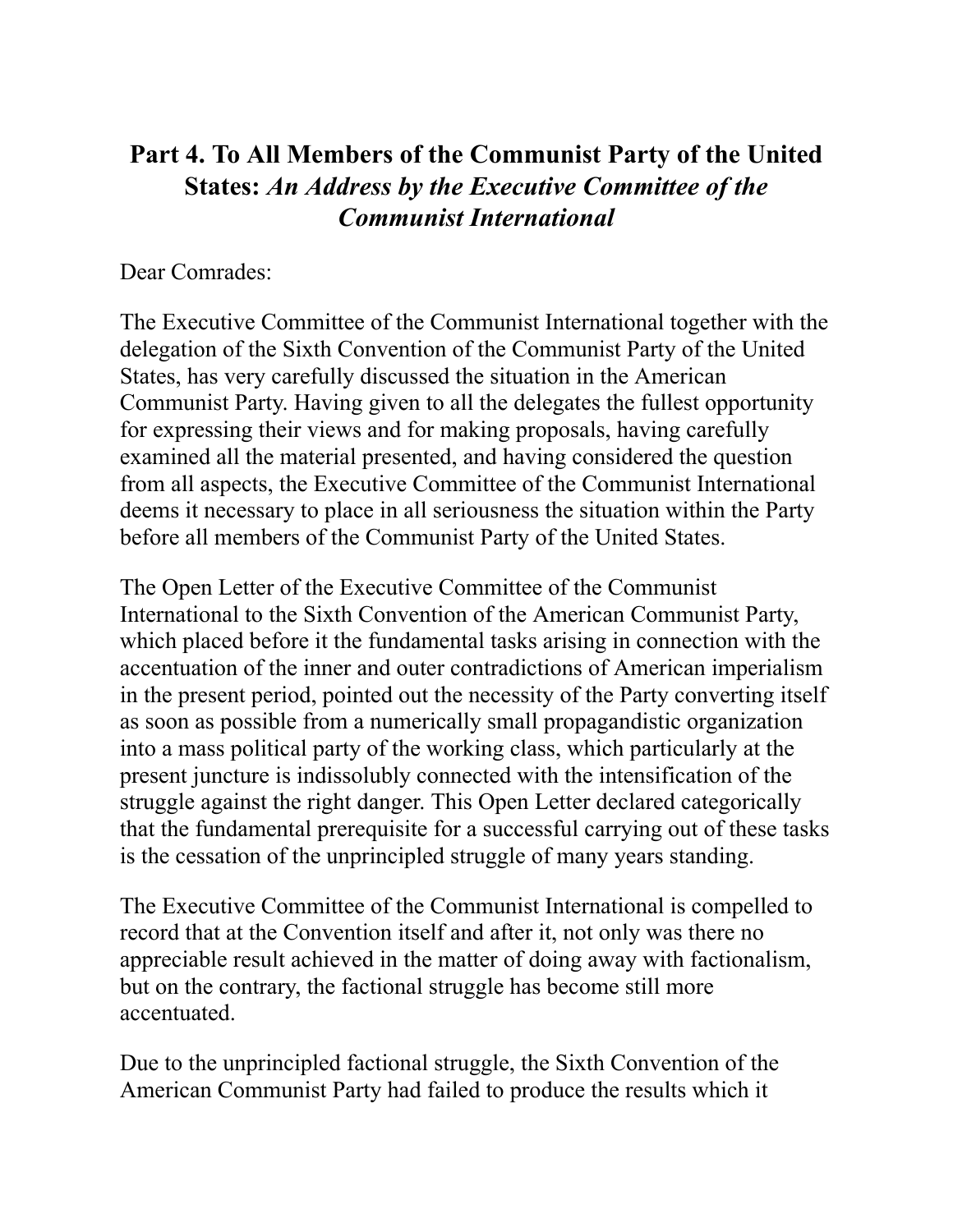## Part 4. To All Members of the Communist Party of the United States: *An Address by the Executive Committee of the Communist International*

Dear Comrades:

The Executive Committee of the Communist International together with the delegation of the Sixth Convention of the Communist Party of the United States, has very carefully discussed the situation in the American Communist Party. Having given to all the delegates the fullest opportunity for expressing their views and for making proposals, having carefully examined all the material presented, and having considered the question from all aspects, the Executive Committee of the Communist International deems it necessary to place in all seriousness the situation within the Party before all members of the Communist Party of the United States.

The Open Letter of the Executive Committee of the Communist International to the Sixth Convention of the American Communist Party, which placed before it the fundamental tasks arising in connection with the accentuation of the inner and outer contradictions of American imperialism in the present period, pointed out the necessity of the Party converting itself as soon as possible from a numerically small propagandistic organization into a mass political party of the working class, which particularly at the present juncture is indissolubly connected with the intensification of the struggle against the right danger. This Open Letter declared categorically that the fundamental prerequisite for a successful carrying out of these tasks is the cessation of the unprincipled struggle of many years standing.

The Executive Committee of the Communist International is compelled to record that at the Convention itself and after it, not only was there no appreciable result achieved in the matter of doing away with factionalism, but on the contrary, the factional struggle has become still more accentuated.

Due to the unprincipled factional struggle, the Sixth Convention of the American Communist Party had failed to produce the results which it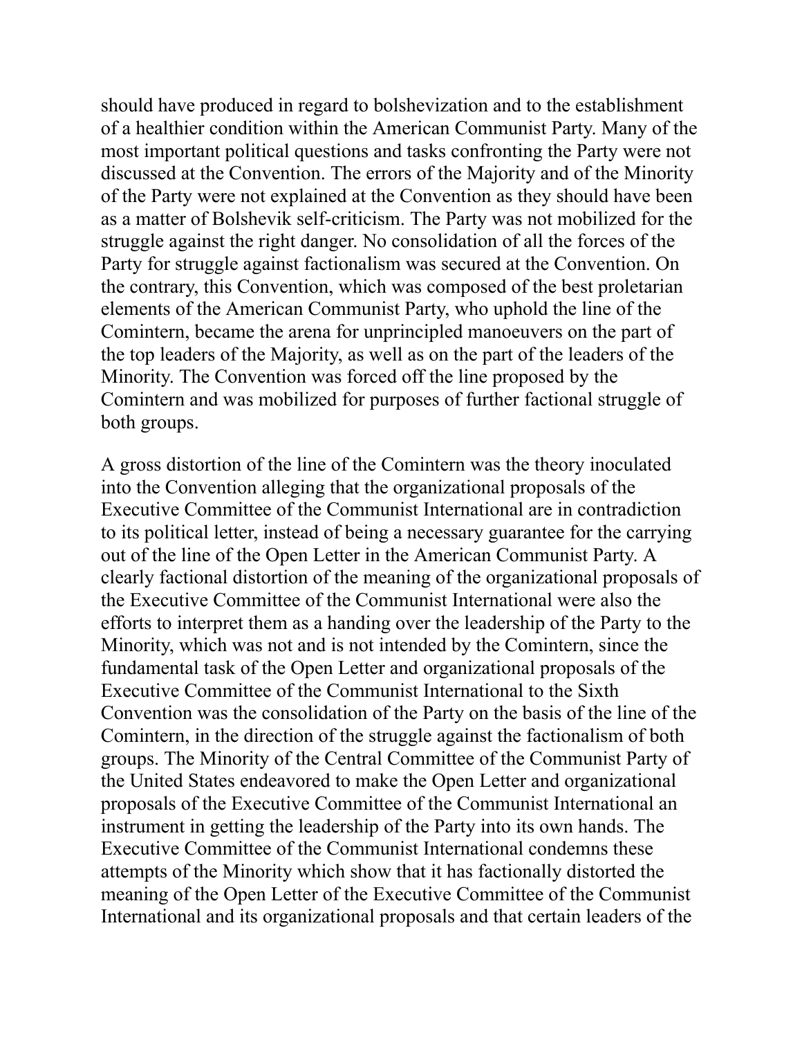should have produced in regard to bolshevization and to the establishment of a healthier condition within the American Communist Party. Many of the most important political questions and tasks confronting the Party were not discussed at the Convention. The errors of the Majority and of the Minority of the Party were not explained at the Convention as they should have been as a matter of Bolshevik self-criticism. The Party was not mobilized for the struggle against the right danger. No consolidation of all the forces of the Party for struggle against factionalism was secured at the Convention. On the contrary, this Convention, which was composed of the best proletarian elements of the American Communist Party, who uphold the line of the Comintern, became the arena for unprincipled manoeuvers on the part of the top leaders of the Majority, as well as on the part of the leaders of the Minority. The Convention was forced off the line proposed by the Comintern and was mobilized for purposes of further factional struggle of both groups.

A gross distortion of the line of the Comintern was the theory inoculated into the Convention alleging that the organizational proposals of the Executive Committee of the Communist International are in contradiction to its political letter, instead of being a necessary guarantee for the carrying out of the line of the Open Letter in the American Communist Party. A clearly factional distortion of the meaning of the organizational proposals of the Executive Committee of the Communist International were also the efforts to interpret them as a handing over the leadership of the Party to the Minority, which was not and is not intended by the Comintern, since the fundamental task of the Open Letter and organizational proposals of the Executive Committee of the Communist International to the Sixth Convention was the consolidation of the Party on the basis of the line of the Comintern, in the direction of the struggle against the factionalism of both groups. The Minority of the Central Committee of the Communist Party of the United States endeavored to make the Open Letter and organizational proposals of the Executive Committee of the Communist International an instrument in getting the leadership of the Party into its own hands. The Executive Committee of the Communist International condemns these attempts of the Minority which show that it has factionally distorted the meaning of the Open Letter of the Executive Committee of the Communist International and its organizational proposals and that certain leaders of the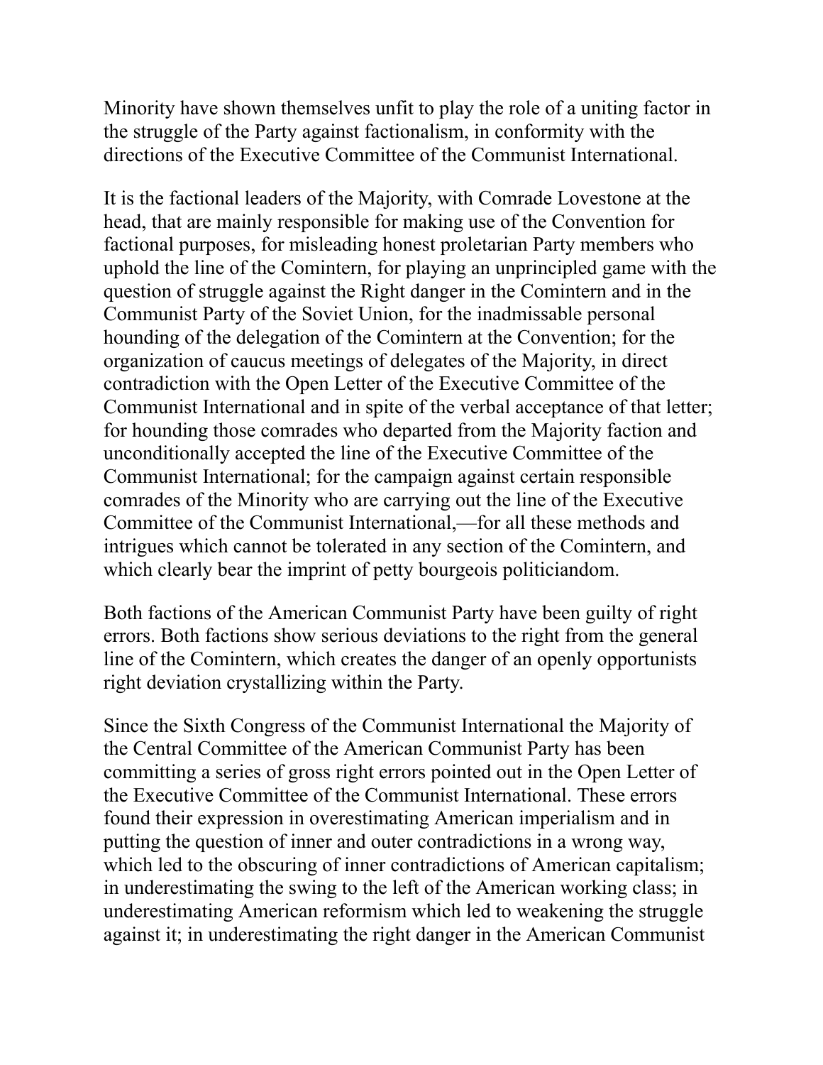Minority have shown themselves unfit to play the role of a uniting factor in the struggle of the Party against factionalism, in conformity with the directions of the Executive Committee of the Communist International.

It is the factional leaders of the Majority, with Comrade Lovestone at the head, that are mainly responsible for making use of the Convention for factional purposes, for misleading honest proletarian Party members who uphold the line of the Comintern, for playing an unprincipled game with the question of struggle against the Right danger in the Comintern and in the Communist Party of the Soviet Union, for the inadmissable personal hounding of the delegation of the Comintern at the Convention; for the organization of caucus meetings of delegates of the Majority, in direct contradiction with the Open Letter of the Executive Committee of the Communist International and in spite of the verbal acceptance of that letter; for hounding those comrades who departed from the Majority faction and unconditionally accepted the line of the Executive Committee of the Communist International; for the campaign against certain responsible comrades of the Minority who are carrying out the line of the Executive Committee of the Communist International,—for all these methods and intrigues which cannot be tolerated in any section of the Comintern, and which clearly bear the imprint of petty bourgeois politiciandom.

Both factions of the American Communist Party have been guilty of right errors. Both factions show serious deviations to the right from the general line of the Comintern, which creates the danger of an openly opportunists right deviation crystallizing within the Party.

Since the Sixth Congress of the Communist International the Majority of the Central Committee of the American Communist Party has been committing a series of gross right errors pointed out in the Open Letter of the Executive Committee of the Communist International. These errors found their expression in overestimating American imperialism and in putting the question of inner and outer contradictions in a wrong way, which led to the obscuring of inner contradictions of American capitalism; in underestimating the swing to the left of the American working class; in underestimating American reformism which led to weakening the struggle against it; in underestimating the right danger in the American Communist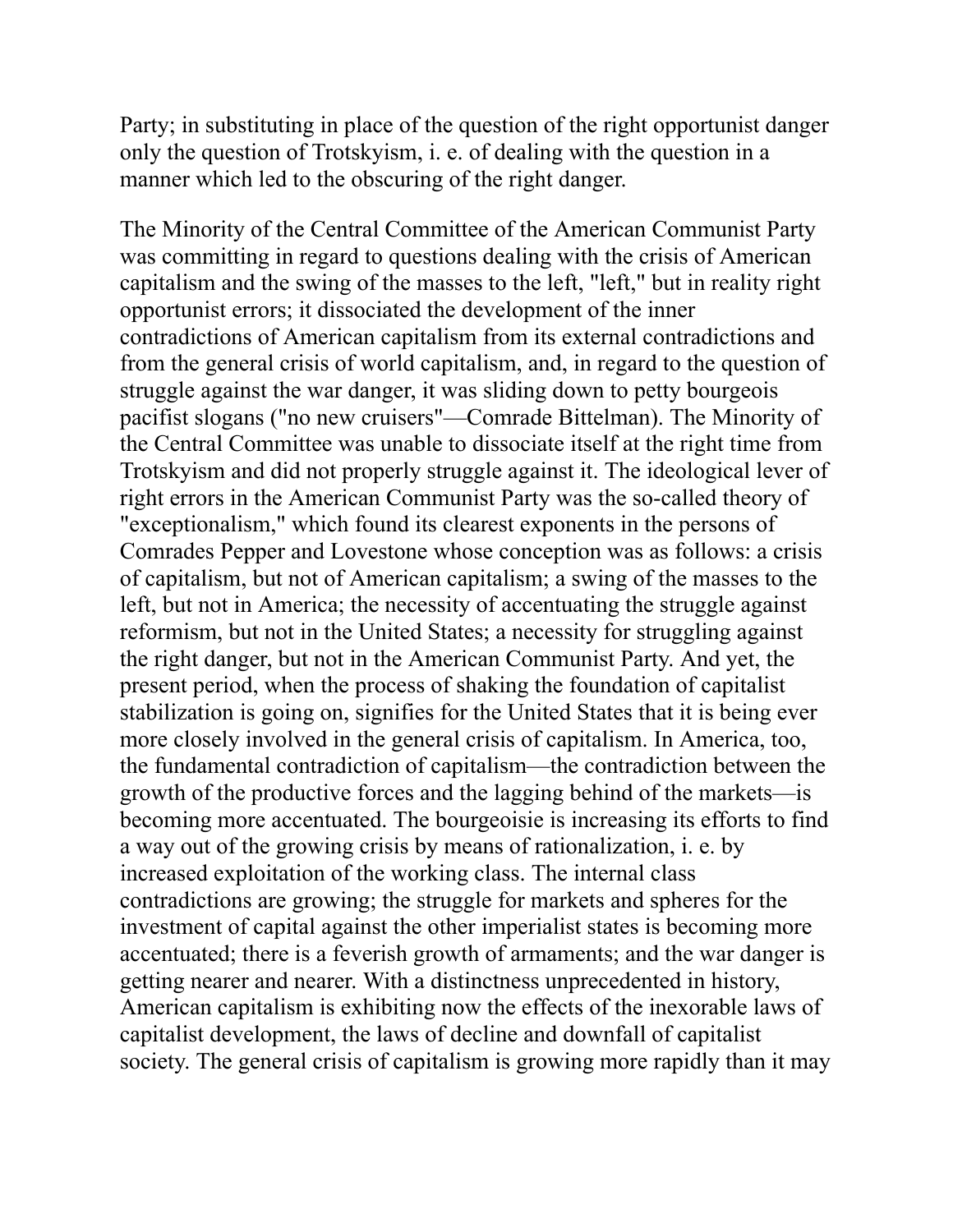Party; in substituting in place of the question of the right opportunist danger only the question of Trotskyism, i. e. of dealing with the question in a manner which led to the obscuring of the right danger.

The Minority of the Central Committee of the American Communist Party was committing in regard to questions dealing with the crisis of American capitalism and the swing of the masses to the left, "left," but in reality right opportunist errors; it dissociated the development of the inner contradictions of American capitalism from its external contradictions and from the general crisis of world capitalism, and, in regard to the question of struggle against the war danger, it was sliding down to petty bourgeois pacifist slogans ("no new cruisers"—Comrade Bittelman). The Minority of the Central Committee was unable to dissociate itself at the right time from Trotskyism and did not properly struggle against it. The ideological lever of right errors in the American Communist Party was the so-called theory of "exceptionalism," which found its clearest exponents in the persons of Comrades Pepper and Lovestone whose conception was as follows: a crisis of capitalism, but not of American capitalism; a swing of the masses to the left, but not in America; the necessity of accentuating the struggle against reformism, but not in the United States; a necessity for struggling against the right danger, but not in the American Communist Party. And yet, the present period, when the process of shaking the foundation of capitalist stabilization is going on, signifies for the United States that it is being ever more closely involved in the general crisis of capitalism. In America, too, the fundamental contradiction of capitalism—the contradiction between the growth of the productive forces and the lagging behind of the markets—is becoming more accentuated. The bourgeoisie is increasing its efforts to find a way out of the growing crisis by means of rationalization, i. e. by increased exploitation of the working class. The internal class contradictions are growing; the struggle for markets and spheres for the investment of capital against the other imperialist states is becoming more accentuated; there is a feverish growth of armaments; and the war danger is getting nearer and nearer. With a distinctness unprecedented in history, American capitalism is exhibiting now the effects of the inexorable laws of capitalist development, the laws of decline and downfall of capitalist society. The general crisis of capitalism is growing more rapidly than it may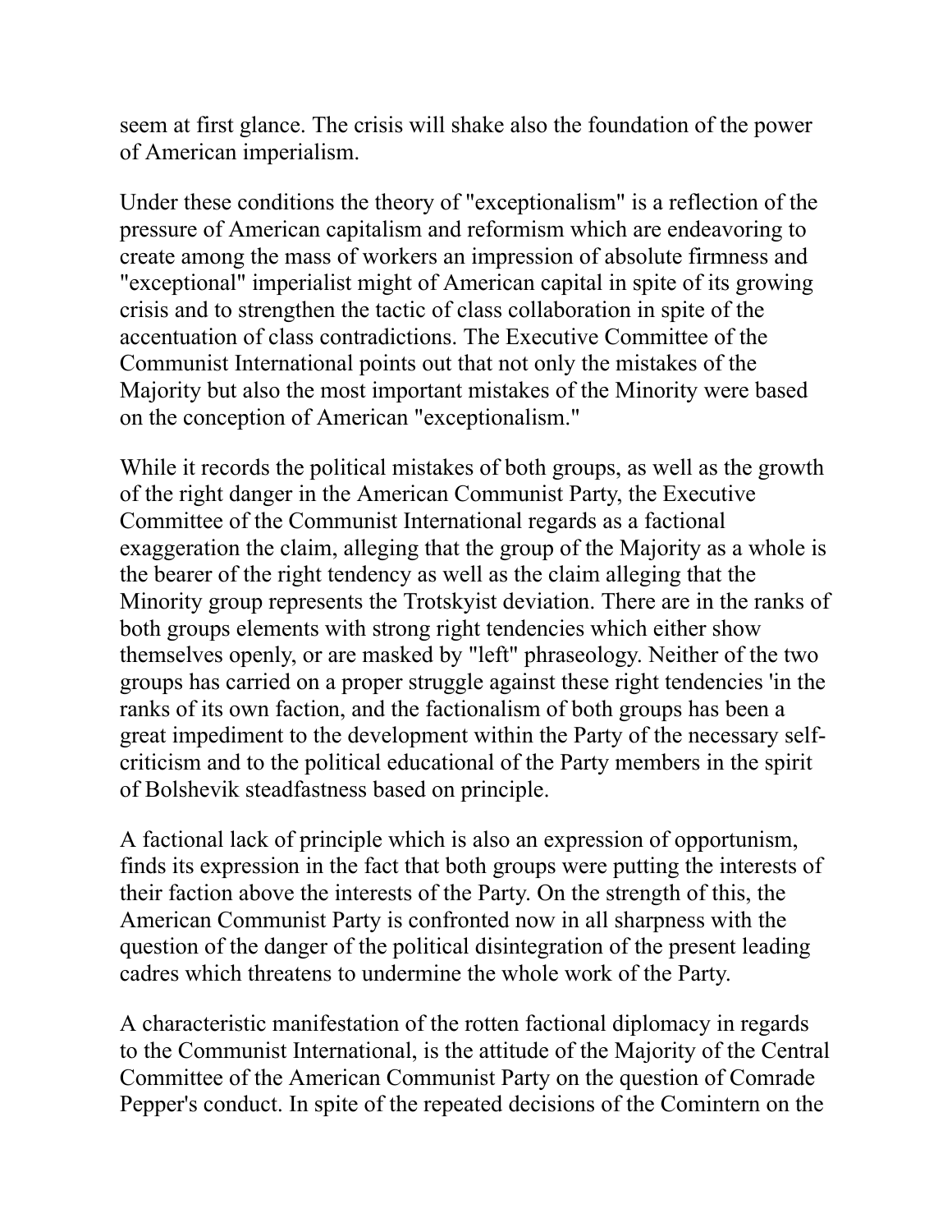seem at first glance. The crisis will shake also the foundation of the power of American imperialism.

Under these conditions the theory of "exceptionalism" is a reflection of the pressure of American capitalism and reformism which are endeavoring to create among the mass of workers an impression of absolute firmness and "exceptional" imperialist might of American capital in spite of its growing crisis and to strengthen the tactic of class collaboration in spite of the accentuation of class contradictions. The Executive Committee of the Communist International points out that not only the mistakes of the Majority but also the most important mistakes of the Minority were based on the conception of American "exceptionalism."

While it records the political mistakes of both groups, as well as the growth of the right danger in the American Communist Party, the Executive Committee of the Communist International regards as a factional exaggeration the claim, alleging that the group of the Majority as a whole is the bearer of the right tendency as well as the claim alleging that the Minority group represents the Trotskyist deviation. There are in the ranks of both groups elements with strong right tendencies which either show themselves openly, or are masked by "left" phraseology. Neither of the two groups has carried on a proper struggle against these right tendencies 'in the ranks of its own faction, and the factionalism of both groups has been a great impediment to the development within the Party of the necessary self-criticism and to the political educational of the Party members in the spirit of Bolshevik steadfastness based on principle.

A factional lack of principle which is also an expression of opportunism, finds its expression in the fact that both groups were putting the interests of their faction above the interests of the Party. On the strength of this, the American Communist Party is confronted now in all sharpness with the question of the danger of the political disintegration of the present leading cadres which threatens to undermine the whole work of the Party.

A characteristic manifestation of the rotten factional diplomacy in regards to the Communist International, is the attitude of the Majority of the Central Committee of the American Communist Party on the question of Comrade Pepper's conduct. In spite of the repeated decisions of the Comintern on the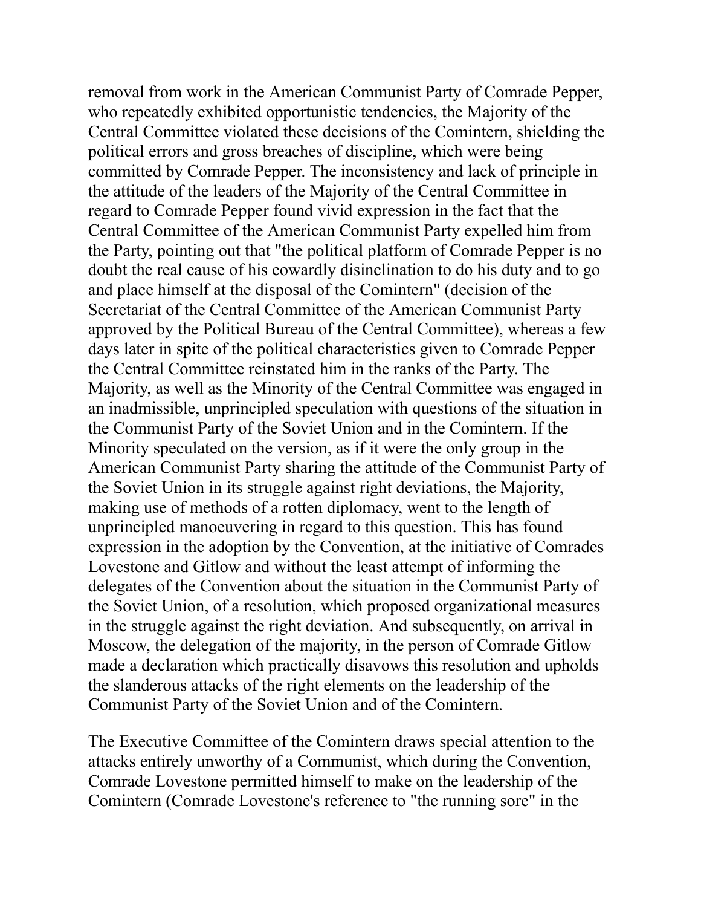removal from work in the American Communist Party of Comrade Pepper, who repeatedly exhibited opportunistic tendencies, the Majority of the Central Committee violated these decisions of the Comintern, shielding the political errors and gross breaches of discipline, which were being committed by Comrade Pepper. The inconsistency and lack of principle in the attitude of the leaders of the Majority of the Central Committee in regard to Comrade Pepper found vivid expression in the fact that the Central Committee of the American Communist Party expelled him from the Party, pointing out that "the political platform of Comrade Pepper is no doubt the real cause of his cowardly disinclination to do his duty and to go and place himself at the disposal of the Comintern" (decision of the Secretariat of the Central Committee of the American Communist Party approved by the Political Bureau of the Central Committee), whereas a few days later in spite of the political characteristics given to Comrade Pepper the Central Committee reinstated him in the ranks of the Party. The Majority, as well as the Minority of the Central Committee was engaged in an inadmissible, unprincipled speculation with questions of the situation in the Communist Party of the Soviet Union and in the Comintern. If the Minority speculated on the version, as if it were the only group in the American Communist Party sharing the attitude of the Communist Party of the Soviet Union in its struggle against right deviations, the Majority, making use of methods of a rotten diplomacy, went to the length of unprincipled manoeuvering in regard to this question. This has found expression in the adoption by the Convention, at the initiative of Comrades Lovestone and Gitlow and without the least attempt of informing the delegates of the Convention about the situation in the Communist Party of the Soviet Union, of a resolution, which proposed organizational measures in the struggle against the right deviation. And subsequently, on arrival in Moscow, the delegation of the majority, in the person of Comrade Gitlow made a declaration which practically disavows this resolution and upholds the slanderous attacks of the right elements on the leadership of the Communist Party of the Soviet Union and of the Comintern.

The Executive Committee of the Comintern draws special attention to the attacks entirely unworthy of a Communist, which during the Convention, Comrade Lovestone permitted himself to make on the leadership of the Comintern (Comrade Lovestone's reference to "the running sore" in the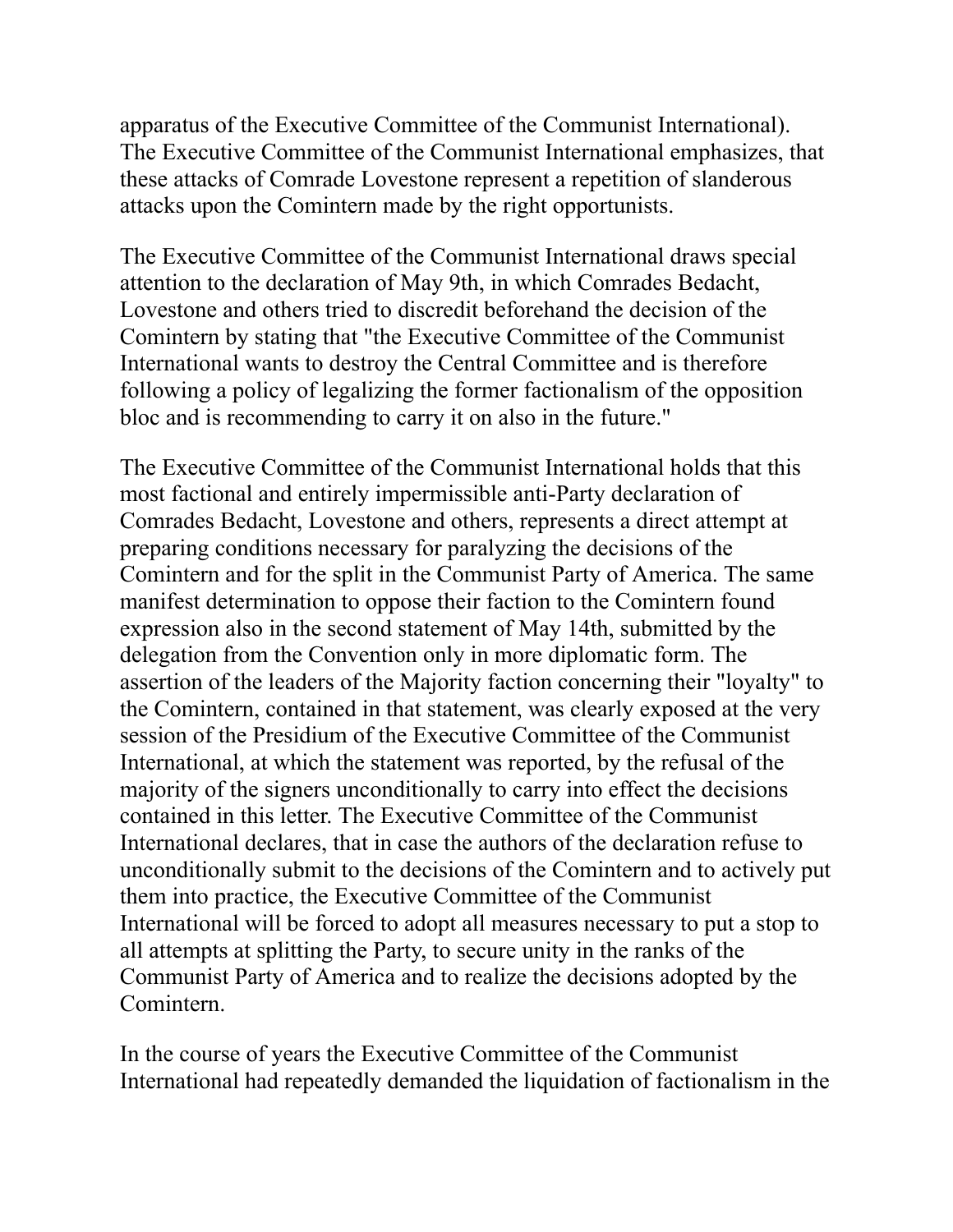apparatus of the Executive Committee of the Communist International). The Executive Committee of the Communist International emphasizes, that these attacks of Comrade Lovestone represent a repetition of slanderous attacks upon the Comintern made by the right opportunists.

The Executive Committee of the Communist International draws special attention to the declaration of May 9th, in which Comrades Bedacht, Lovestone and others tried to discredit beforehand the decision of the Comintern by stating that "the Executive Committee of the Communist International wants to destroy the Central Committee and is therefore following a policy of legalizing the former factionalism of the opposition bloc and is recommending to carry it on also in the future."

The Executive Committee of the Communist International holds that this most factional and entirely impermissible anti-Party declaration of Comrades Bedacht, Lovestone and others, represents a direct attempt at preparing conditions necessary for paralyzing the decisions of the Comintern and for the split in the Communist Party of America. The same manifest determination to oppose their faction to the Comintern found expression also in the second statement of May 14th, submitted by the delegation from the Convention only in more diplomatic form. The assertion of the leaders of the Majority faction concerning their "loyalty" to the Comintern, contained in that statement, was clearly exposed at the very session of the Presidium of the Executive Committee of the Communist International, at which the statement was reported, by the refusal of the majority of the signers unconditionally to carry into effect the decisions contained in this letter. The Executive Committee of the Communist International declares, that in case the authors of the declaration refuse to unconditionally submit to the decisions of the Comintern and to actively put them into practice, the Executive Committee of the Communist International will be forced to adopt all measures necessary to put a stop to all attempts at splitting the Party, to secure unity in the ranks of the Communist Party of America and to realize the decisions adopted by the Comintern.

In the course of years the Executive Committee of the Communist International had repeatedly demanded the liquidation of factionalism in the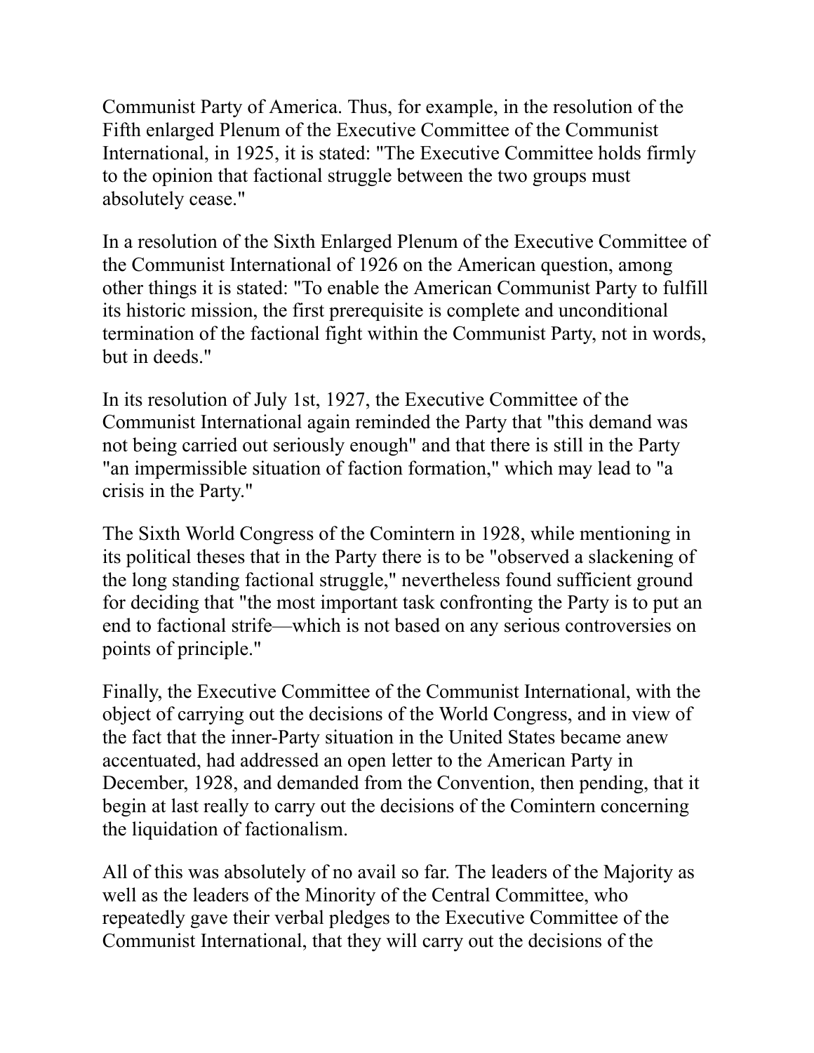Communist Party of America. Thus, for example, in the resolution of the Fifth enlarged Plenum of the Executive Committee of the Communist International, in 1925, it is stated: "The Executive Committee holds firmly to the opinion that factional struggle between the two groups must absolutely cease."

In a resolution of the Sixth Enlarged Plenum of the Executive Committee of the Communist International of 1926 on the American question, among other things it is stated: "To enable the American Communist Party to fulfill its historic mission, the first prerequisite is complete and unconditional termination of the factional fight within the Communist Party, not in words, but in deeds."

In its resolution of July 1st, 1927, the Executive Committee of the Communist International again reminded the Party that "this demand was not being carried out seriously enough" and that there is still in the Party "an impermissible situation of faction formation," which may lead to "a crisis in the Party."

The Sixth World Congress of the Comintern in 1928, while mentioning in its political theses that in the Party there is to be "observed a slackening of the long standing factional struggle," nevertheless found sufficient ground for deciding that "the most important task confronting the Party is to put an end to factional strife—which is not based on any serious controversies on points of principle."

Finally, the Executive Committee of the Communist International, with the object of carrying out the decisions of the World Congress, and in view of the fact that the inner-Party situation in the United States became anew accentuated, had addressed an open letter to the American Party in December, 1928, and demanded from the Convention, then pending, that it begin at last really to carry out the decisions of the Comintern concerning the liquidation of factionalism.

All of this was absolutely of no avail so far. The leaders of the Majority as well as the leaders of the Minority of the Central Committee, who repeatedly gave their verbal pledges to the Executive Committee of the Communist International, that they will carry out the decisions of the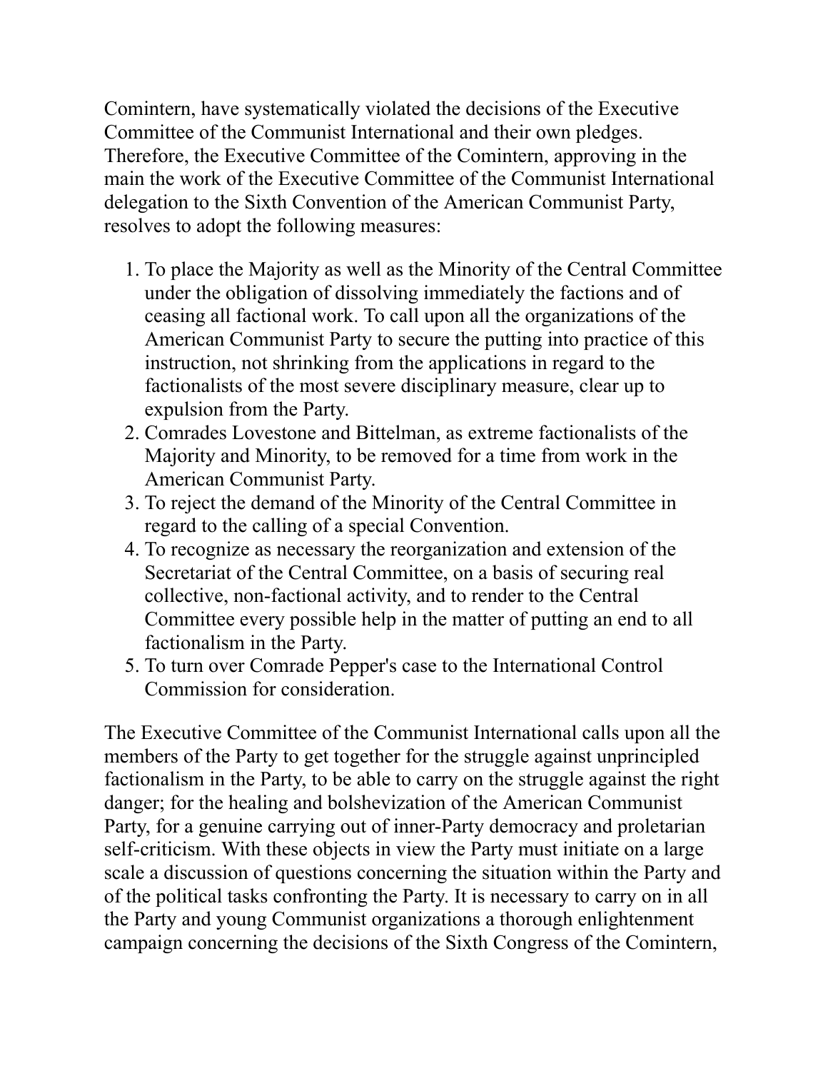Comintern, have systematically violated the decisions of the Executive Committee of the Communist International and their own pledges. Therefore, the Executive Committee of the Comintern, approving in the main the work of the Executive Committee of the Communist International delegation to the Sixth Convention of the American Communist Party, resolves to adopt the following measures:

1. To place the Majority as well as the Minority of the Central Committee under the obligation of dissolving immediately the factions and of ceasing all factional work. To call upon all the organizations of the American Communist Party to secure the putting into practice of this instruction, not shrinking from the applications in regard to the factionalists of the most severe disciplinary measure, clear up to expulsion from the Party.
2. Comrades Lovestone and Bittelman, as extreme factionalists of the Majority and Minority, to be removed for a time from work in the American Communist Party.
3. To reject the demand of the Minority of the Central Committee in regard to the calling of a special Convention.
4. To recognize as necessary the reorganization and extension of the Secretariat of the Central Committee, on a basis of securing real collective, non-factional activity, and to render to the Central Committee every possible help in the matter of putting an end to all factionalism in the Party.
5. To turn over Comrade Pepper's case to the International Control Commission for consideration.

The Executive Committee of the Communist International calls upon all the members of the Party to get together for the struggle against unprincipled factionalism in the Party, to be able to carry on the struggle against the right danger; for the healing and bolshevization of the American Communist Party, for a genuine carrying out of inner-Party democracy and proletarian self-criticism. With these objects in view the Party must initiate on a large scale a discussion of questions concerning the situation within the Party and of the political tasks confronting the Party. It is necessary to carry on in all the Party and young Communist organizations a thorough enlightenment campaign concerning the decisions of the Sixth Congress of the Comintern,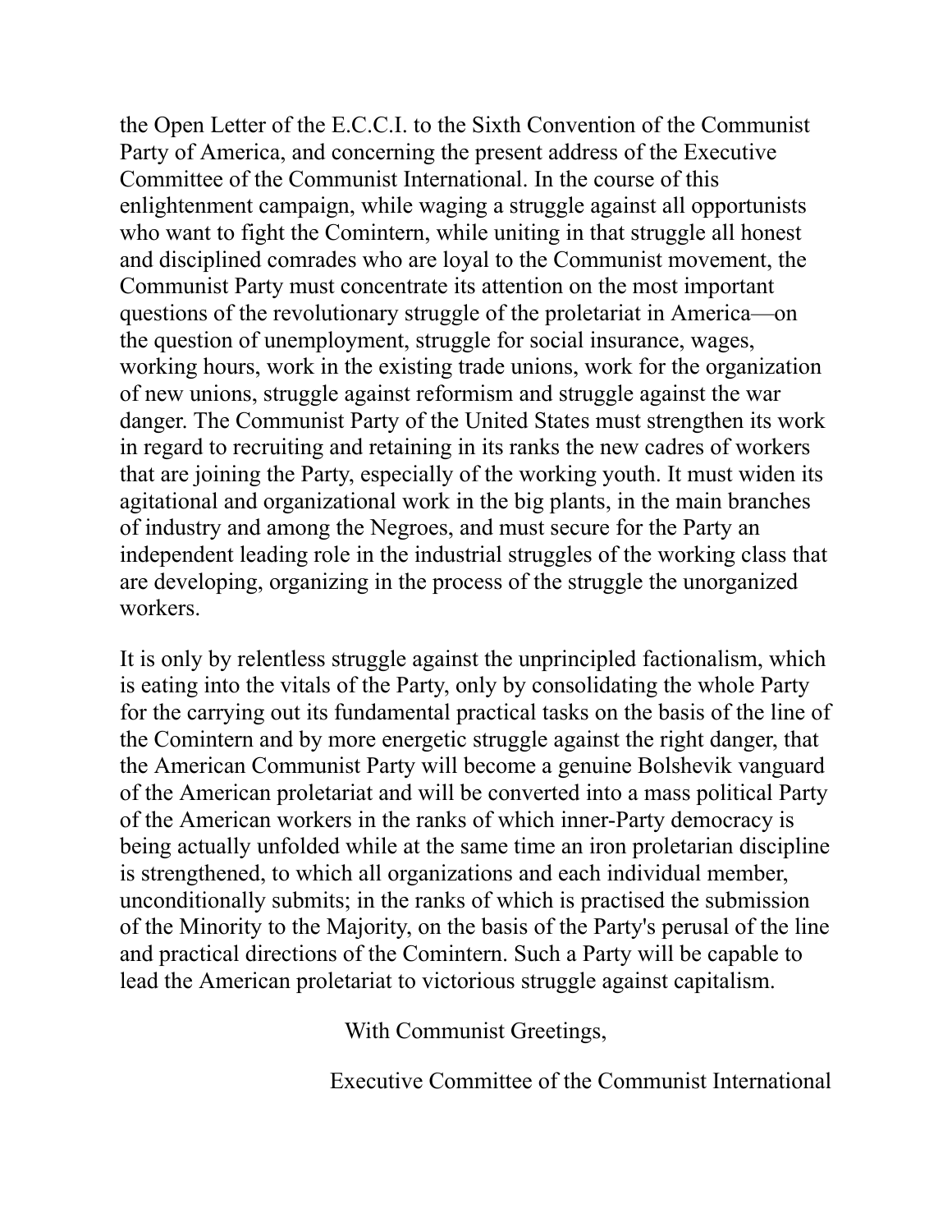the Open Letter of the E.C.C.I. to the Sixth Convention of the Communist Party of America, and concerning the present address of the Executive Committee of the Communist International. In the course of this enlightenment campaign, while waging a struggle against all opportunists who want to fight the Comintern, while uniting in that struggle all honest and disciplined comrades who are loyal to the Communist movement, the Communist Party must concentrate its attention on the most important questions of the revolutionary struggle of the proletariat in America—on the question of unemployment, struggle for social insurance, wages, working hours, work in the existing trade unions, work for the organization of new unions, struggle against reformism and struggle against the war danger. The Communist Party of the United States must strengthen its work in regard to recruiting and retaining in its ranks the new cadres of workers that are joining the Party, especially of the working youth. It must widen its agitational and organizational work in the big plants, in the main branches of industry and among the Negroes, and must secure for the Party an independent leading role in the industrial struggles of the working class that are developing, organizing in the process of the struggle the unorganized workers.

It is only by relentless struggle against the unprincipled factionalism, which is eating into the vitals of the Party, only by consolidating the whole Party for the carrying out its fundamental practical tasks on the basis of the line of the Comintern and by more energetic struggle against the right danger, that the American Communist Party will become a genuine Bolshevik vanguard of the American proletariat and will be converted into a mass political Party of the American workers in the ranks of which inner-Party democracy is being actually unfolded while at the same time an iron proletarian discipline is strengthened, to which all organizations and each individual member, unconditionally submits; in the ranks of which is practised the submission of the Minority to the Majority, on the basis of the Party's perusal of the line and practical directions of the Comintern. Such a Party will be capable to lead the American proletariat to victorious struggle against capitalism.

With Communist Greetings,

Executive Committee of the Communist International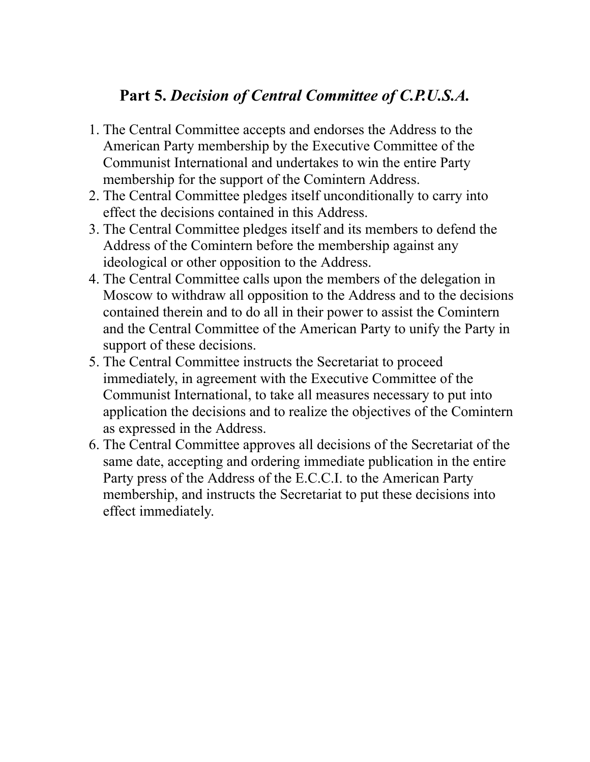## **Part 5.** ***Decision of Central Committee of C.P.U.S.A.***

1. The Central Committee accepts and endorses the Address to the American Party membership by the Executive Committee of the Communist International and undertakes to win the entire Party membership for the support of the Comintern Address.
2. The Central Committee pledges itself unconditionally to carry into effect the decisions contained in this Address.
3. The Central Committee pledges itself and its members to defend the Address of the Comintern before the membership against any ideological or other opposition to the Address.
4. The Central Committee calls upon the members of the delegation in Moscow to withdraw all opposition to the Address and to the decisions contained therein and to do all in their power to assist the Comintern and the Central Committee of the American Party to unify the Party in support of these decisions.
5. The Central Committee instructs the Secretariat to proceed immediately, in agreement with the Executive Committee of the Communist International, to take all measures necessary to put into application the decisions and to realize the objectives of the Comintern as expressed in the Address.
6. The Central Committee approves all decisions of the Secretariat of the same date, accepting and ordering immediate publication in the entire Party press of the Address of the E.C.C.I. to the American Party membership, and instructs the Secretariat to put these decisions into effect immediately.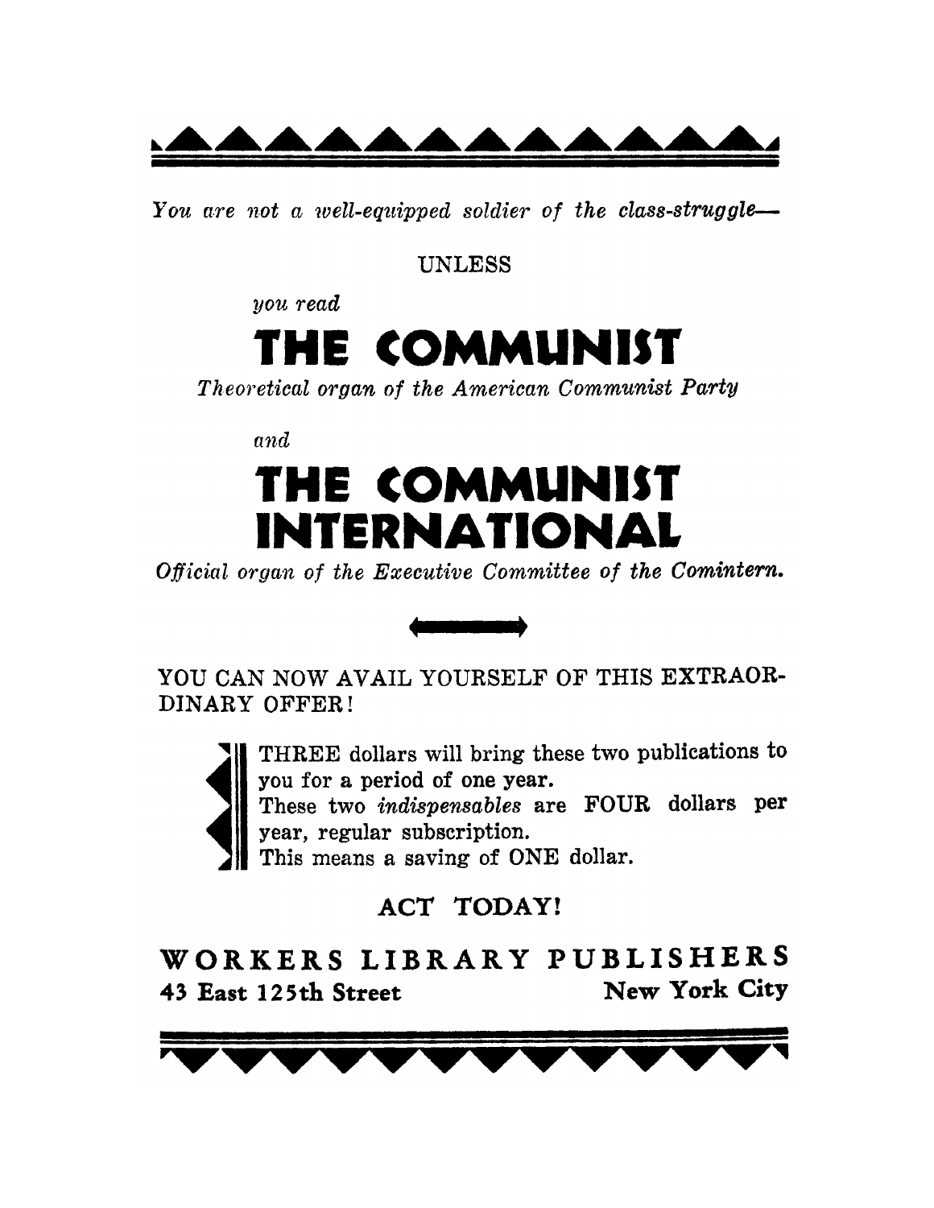*You are not a well-equipped soldier of the class-struggle—*

UNLESS

*you read*

# THE COMMUNIST

*Theoretical organ of the American Communist Party*

*and*

# THE COMMUNIST INTERNATIONAL

*Official organ of the Executive Committee of the Comintern.*

YOU CAN NOW AVAIL YOURSELF OF THIS EXTRAORDINARY OFFER!

THREE dollars will bring these two publications to you for a period of one year.
These two *indispensables* are FOUR dollars per year, regular subscription.
This means a saving of ONE dollar.

**ACT TODAY!**

**WORKERS LIBRARY PUBLISHERS**
**43 East 125th Street** **New York City**